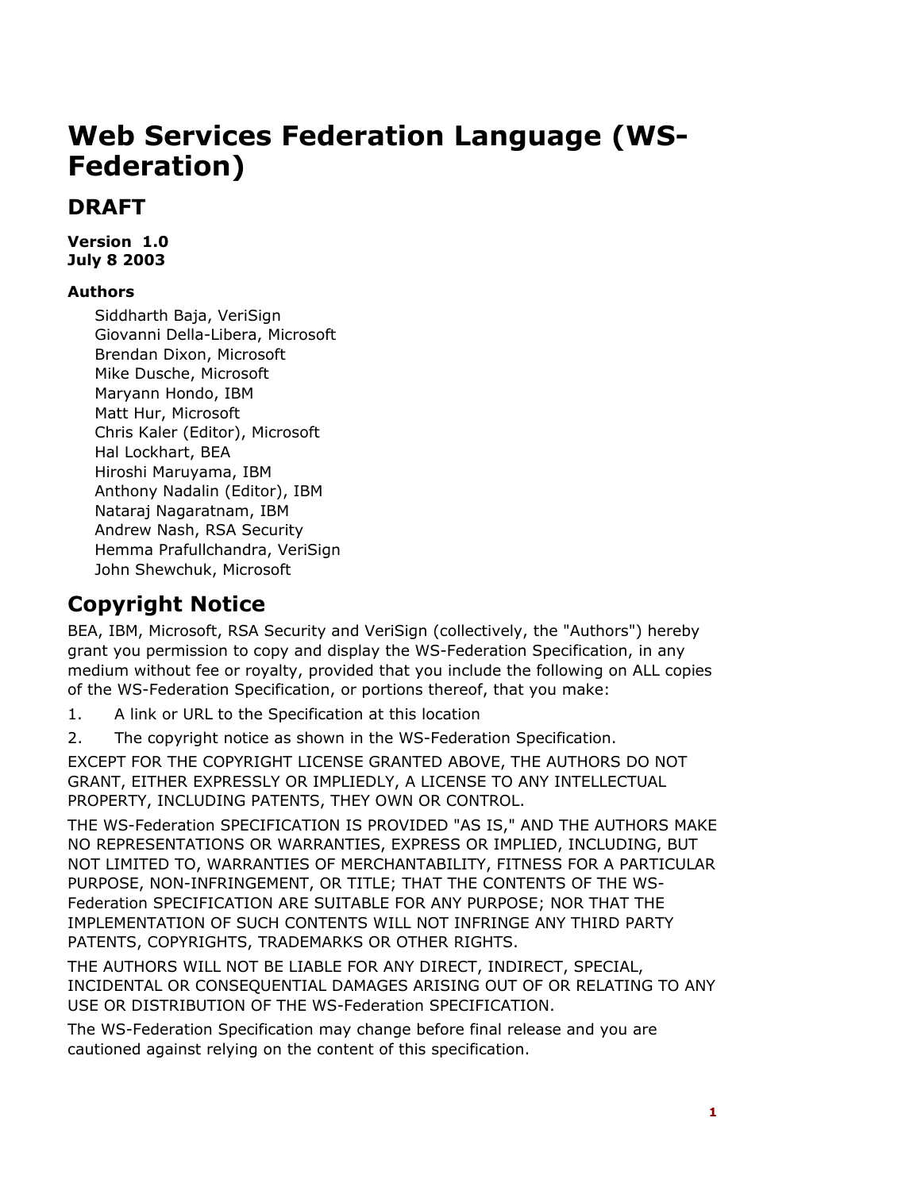# Web Services Federation Language (WS-Federation)

## DRAFT

**Version 1.0**
**July 8 2003**

**Authors**

Siddharth Baja, VeriSign
Giovanni Della-Libera, Microsoft
Brendan Dixon, Microsoft
Mike Dusche, Microsoft
Maryann Hondo, IBM
Matt Hur, Microsoft
Chris Kaler (Editor), Microsoft
Hal Lockhart, BEA
Hiroshi Maruyama, IBM
Anthony Nadalin (Editor), IBM
Nataraj Nagaratnam, IBM
Andrew Nash, RSA Security
Hemma Prafullchandra, VeriSign
John Shewchuk, Microsoft

## Copyright Notice

BEA, IBM, Microsoft, RSA Security and VeriSign (collectively, the "Authors") hereby grant you permission to copy and display the WS-Federation Specification, in any medium without fee or royalty, provided that you include the following on ALL copies of the WS-Federation Specification, or portions thereof, that you make:

1. A link or URL to the Specification at this location
2. The copyright notice as shown in the WS-Federation Specification.

EXCEPT FOR THE COPYRIGHT LICENSE GRANTED ABOVE, THE AUTHORS DO NOT GRANT, EITHER EXPRESSLY OR IMPLIEDLY, A LICENSE TO ANY INTELLECTUAL PROPERTY, INCLUDING PATENTS, THEY OWN OR CONTROL.

THE WS-Federation SPECIFICATION IS PROVIDED "AS IS," AND THE AUTHORS MAKE NO REPRESENTATIONS OR WARRANTIES, EXPRESS OR IMPLIED, INCLUDING, BUT NOT LIMITED TO, WARRANTIES OF MERCHANTABILITY, FITNESS FOR A PARTICULAR PURPOSE, NON-INFRINGEMENT, OR TITLE; THAT THE CONTENTS OF THE WS-Federation SPECIFICATION ARE SUITABLE FOR ANY PURPOSE; NOR THAT THE IMPLEMENTATION OF SUCH CONTENTS WILL NOT INFRINGE ANY THIRD PARTY PATENTS, COPYRIGHTS, TRADEMARKS OR OTHER RIGHTS.

THE AUTHORS WILL NOT BE LIABLE FOR ANY DIRECT, INDIRECT, SPECIAL, INCIDENTAL OR CONSEQUENTIAL DAMAGES ARISING OUT OF OR RELATING TO ANY USE OR DISTRIBUTION OF THE WS-Federation SPECIFICATION.

The WS-Federation Specification may change before final release and you are cautioned against relying on the content of this specification.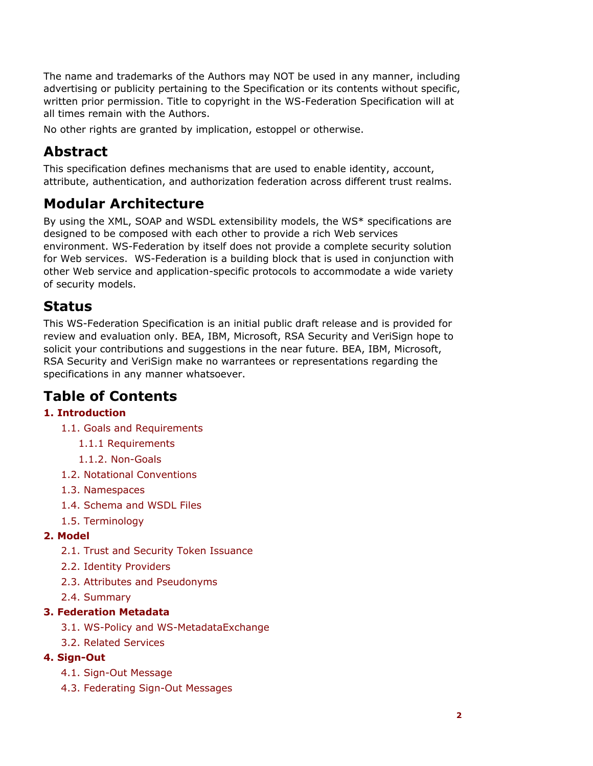The name and trademarks of the Authors may NOT be used in any manner, including advertising or publicity pertaining to the Specification or its contents without specific, written prior permission. Title to copyright in the WS-Federation Specification will at all times remain with the Authors.

No other rights are granted by implication, estoppel or otherwise.

## Abstract

This specification defines mechanisms that are used to enable identity, account, attribute, authentication, and authorization federation across different trust realms.

## Modular Architecture

By using the XML, SOAP and WSDL extensibility models, the WS* specifications are designed to be composed with each other to provide a rich Web services environment. WS-Federation by itself does not provide a complete security solution for Web services. WS-Federation is a building block that is used in conjunction with other Web service and application-specific protocols to accommodate a wide variety of security models.

## Status

This WS-Federation Specification is an initial public draft release and is provided for review and evaluation only. BEA, IBM, Microsoft, RSA Security and VeriSign hope to solicit your contributions and suggestions in the near future. BEA, IBM, Microsoft, RSA Security and VeriSign make no warrantees or representations regarding the specifications in any manner whatsoever.

## Table of Contents

**1. Introduction**

- 1.1. Goals and Requirements
  - 1.1.1 Requirements
  - 1.1.2. Non-Goals
- 1.2. Notational Conventions
- 1.3. Namespaces
- 1.4. Schema and WSDL Files
- 1.5. Terminology

**2. Model**

- 2.1. Trust and Security Token Issuance
- 2.2. Identity Providers
- 2.3. Attributes and Pseudonyms
- 2.4. Summary

**3. Federation Metadata**

- 3.1. WS-Policy and WS-MetadataExchange
- 3.2. Related Services

**4. Sign-Out**

- 4.1. Sign-Out Message
- 4.3. Federating Sign-Out Messages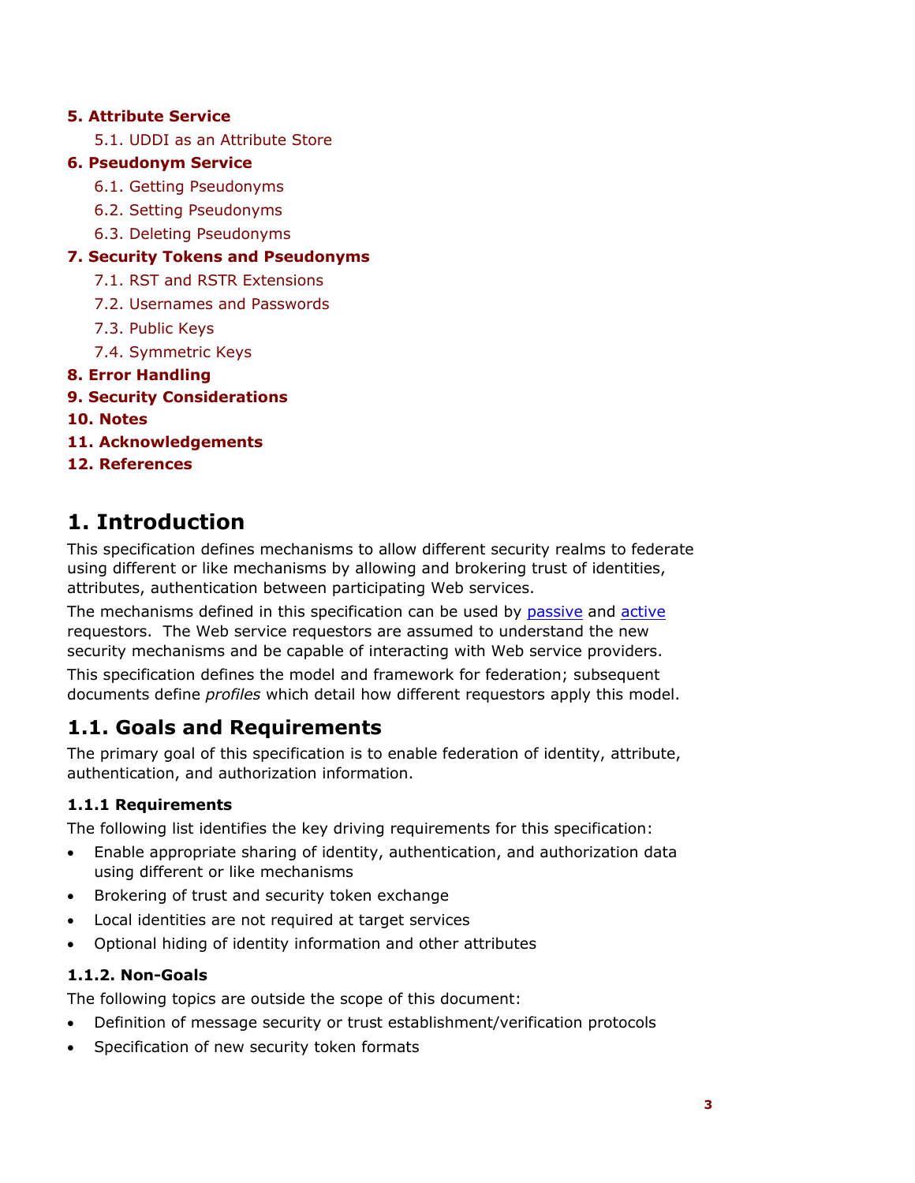**5. Attribute Service**

- 5.1. UDDI as an Attribute Store

**6. Pseudonym Service**

- 6.1. Getting Pseudonyms
- 6.2. Setting Pseudonyms
- 6.3. Deleting Pseudonyms

**7. Security Tokens and Pseudonyms**

- 7.1. RST and RSTR Extensions
- 7.2. Usernames and Passwords
- 7.3. Public Keys
- 7.4. Symmetric Keys

**8. Error Handling**

**9. Security Considerations**

**10. Notes**

**11. Acknowledgements**

**12. References**

# 1. Introduction

This specification defines mechanisms to allow different security realms to federate using different or like mechanisms by allowing and brokering trust of identities, attributes, authentication between participating Web services.

The mechanisms defined in this specification can be used by passive and active requestors. The Web service requestors are assumed to understand the new security mechanisms and be capable of interacting with Web service providers.

This specification defines the model and framework for federation; subsequent documents define *profiles* which detail how different requestors apply this model.

## 1.1. Goals and Requirements

The primary goal of this specification is to enable federation of identity, attribute, authentication, and authorization information.

### 1.1.1 Requirements

The following list identifies the key driving requirements for this specification:

- Enable appropriate sharing of identity, authentication, and authorization data using different or like mechanisms
- Brokering of trust and security token exchange
- Local identities are not required at target services
- Optional hiding of identity information and other attributes

### 1.1.2. Non-Goals

The following topics are outside the scope of this document:

- Definition of message security or trust establishment/verification protocols
- Specification of new security token formats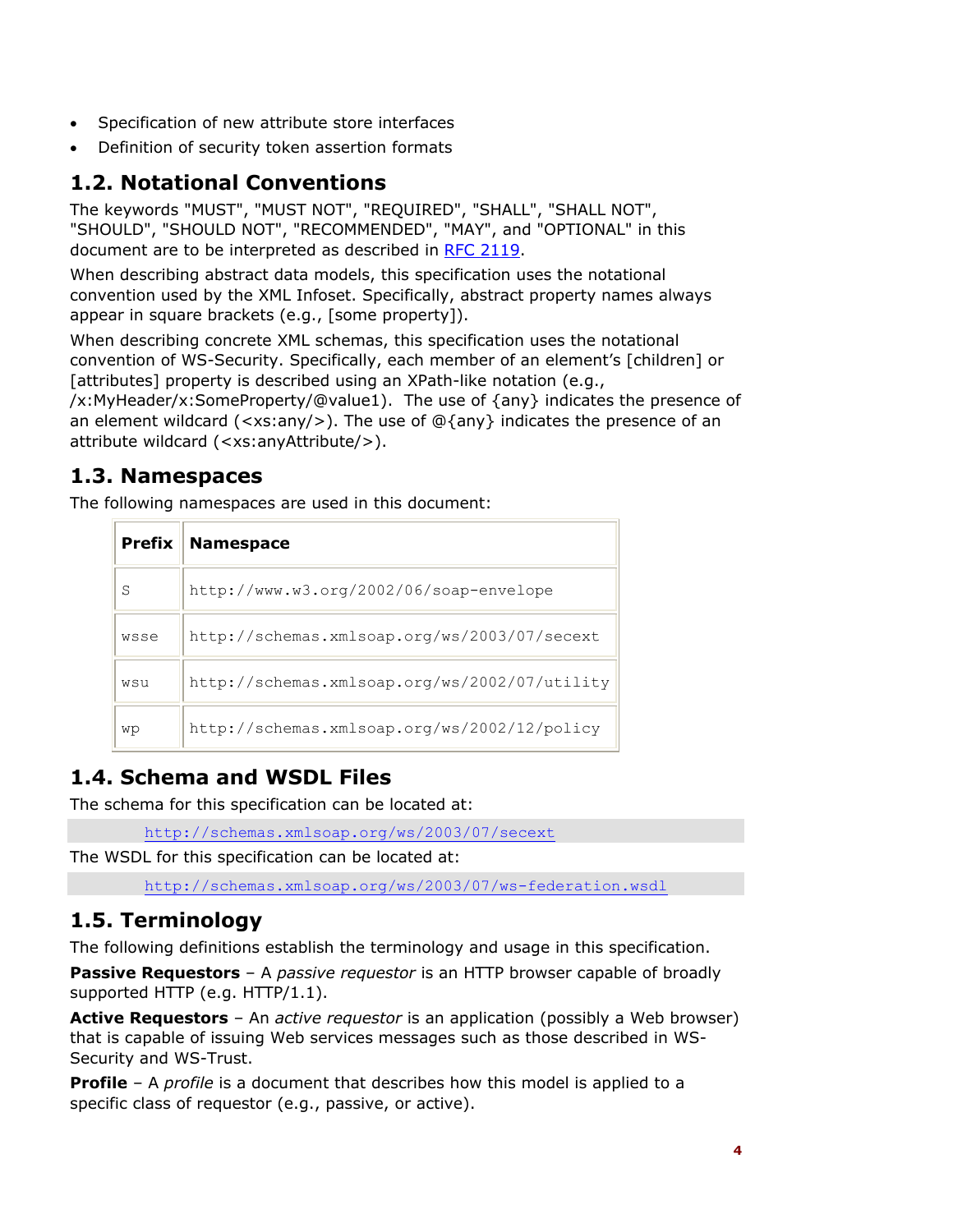- Specification of new attribute store interfaces
- Definition of security token assertion formats

## 1.2. Notational Conventions

The keywords "MUST", "MUST NOT", "REQUIRED", "SHALL", "SHALL NOT", "SHOULD", "SHOULD NOT", "RECOMMENDED", "MAY", and "OPTIONAL" in this document are to be interpreted as described in RFC 2119.

When describing abstract data models, this specification uses the notational convention used by the XML Infoset. Specifically, abstract property names always appear in square brackets (e.g., [some property]).

When describing concrete XML schemas, this specification uses the notational convention of WS-Security. Specifically, each member of an element's [children] or [attributes] property is described using an XPath-like notation (e.g., /x:MyHeader/x:SomeProperty/@value1). The use of {any} indicates the presence of an element wildcard (<xs:any/>). The use of @{any} indicates the presence of an attribute wildcard (<xs:anyAttribute/>).

## 1.3. Namespaces

The following namespaces are used in this document:

| Prefix | Namespace |
|---|---|
| S | http://www.w3.org/2002/06/soap-envelope |
| wsse | http://schemas.xmlsoap.org/ws/2003/07/secext |
| wsu | http://schemas.xmlsoap.org/ws/2002/07/utility |
| wp | http://schemas.xmlsoap.org/ws/2002/12/policy |

## 1.4. Schema and WSDL Files

The schema for this specification can be located at:

```
http://schemas.xmlsoap.org/ws/2003/07/secext
```

The WSDL for this specification can be located at:

```
http://schemas.xmlsoap.org/ws/2003/07/ws-federation.wsdl
```

## 1.5. Terminology

The following definitions establish the terminology and usage in this specification.

**Passive Requestors** – A *passive requestor* is an HTTP browser capable of broadly supported HTTP (e.g. HTTP/1.1).

**Active Requestors** – An *active requestor* is an application (possibly a Web browser) that is capable of issuing Web services messages such as those described in WS-Security and WS-Trust.

**Profile** – A *profile* is a document that describes how this model is applied to a specific class of requestor (e.g., passive, or active).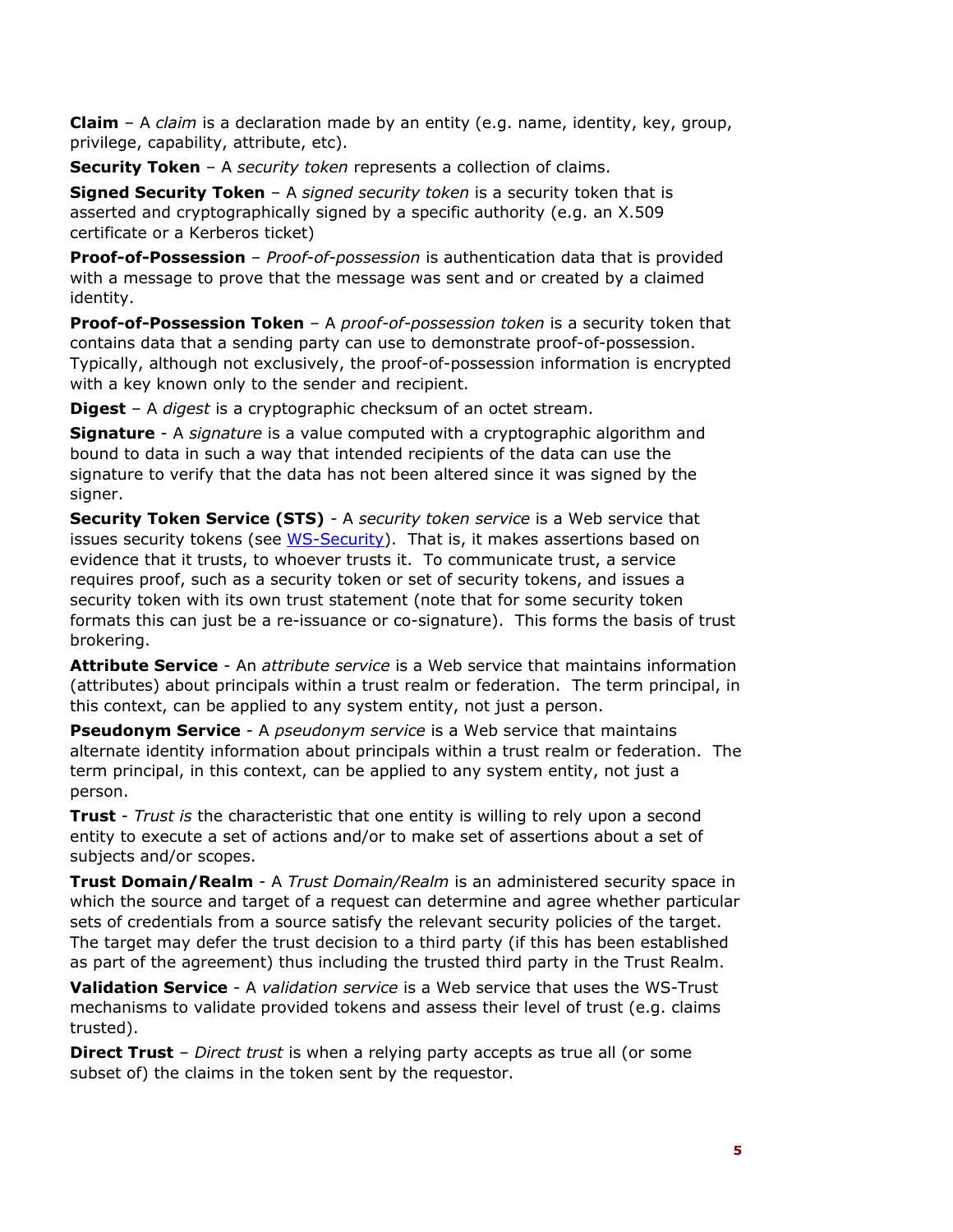**Claim** – A *claim* is a declaration made by an entity (e.g. name, identity, key, group, privilege, capability, attribute, etc).

**Security Token** – A *security token* represents a collection of claims.

**Signed Security Token** – A *signed security token* is a security token that is asserted and cryptographically signed by a specific authority (e.g. an X.509 certificate or a Kerberos ticket)

**Proof-of-Possession** – *Proof-of-possession* is authentication data that is provided with a message to prove that the message was sent and or created by a claimed identity.

**Proof-of-Possession Token** – A *proof-of-possession token* is a security token that contains data that a sending party can use to demonstrate proof-of-possession. Typically, although not exclusively, the proof-of-possession information is encrypted with a key known only to the sender and recipient.

**Digest** – A *digest* is a cryptographic checksum of an octet stream.

**Signature** - A *signature* is a value computed with a cryptographic algorithm and bound to data in such a way that intended recipients of the data can use the signature to verify that the data has not been altered since it was signed by the signer.

**Security Token Service (STS)** - A *security token service* is a Web service that issues security tokens (see WS-Security). That is, it makes assertions based on evidence that it trusts, to whoever trusts it. To communicate trust, a service requires proof, such as a security token or set of security tokens, and issues a security token with its own trust statement (note that for some security token formats this can just be a re-issuance or co-signature). This forms the basis of trust brokering.

**Attribute Service** - An *attribute service* is a Web service that maintains information (attributes) about principals within a trust realm or federation. The term principal, in this context, can be applied to any system entity, not just a person.

**Pseudonym Service** - A *pseudonym service* is a Web service that maintains alternate identity information about principals within a trust realm or federation. The term principal, in this context, can be applied to any system entity, not just a person.

**Trust** - *Trust is* the characteristic that one entity is willing to rely upon a second entity to execute a set of actions and/or to make set of assertions about a set of subjects and/or scopes.

**Trust Domain/Realm** - A *Trust Domain/Realm* is an administered security space in which the source and target of a request can determine and agree whether particular sets of credentials from a source satisfy the relevant security policies of the target. The target may defer the trust decision to a third party (if this has been established as part of the agreement) thus including the trusted third party in the Trust Realm.

**Validation Service** - A *validation service* is a Web service that uses the WS-Trust mechanisms to validate provided tokens and assess their level of trust (e.g. claims trusted).

**Direct Trust** – *Direct trust* is when a relying party accepts as true all (or some subset of) the claims in the token sent by the requestor.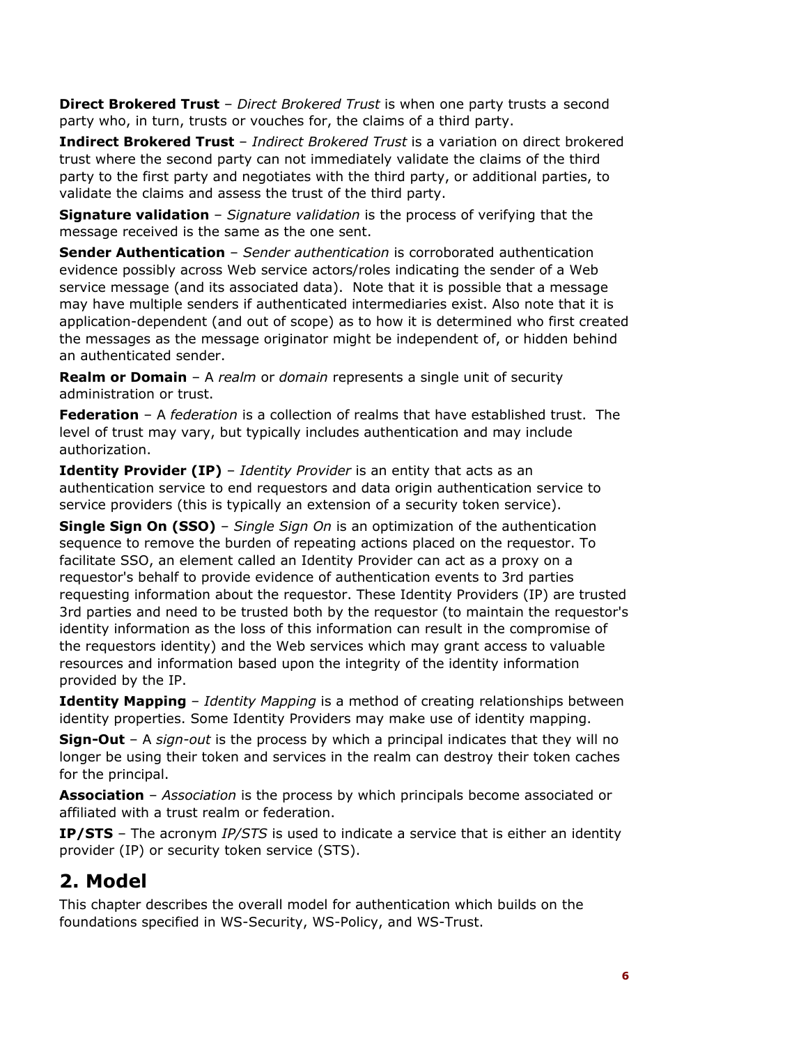**Direct Brokered Trust** – *Direct Brokered Trust* is when one party trusts a second party who, in turn, trusts or vouches for, the claims of a third party.

**Indirect Brokered Trust** – *Indirect Brokered Trust* is a variation on direct brokered trust where the second party can not immediately validate the claims of the third party to the first party and negotiates with the third party, or additional parties, to validate the claims and assess the trust of the third party.

**Signature validation** – *Signature validation* is the process of verifying that the message received is the same as the one sent.

**Sender Authentication** – *Sender authentication* is corroborated authentication evidence possibly across Web service actors/roles indicating the sender of a Web service message (and its associated data). Note that it is possible that a message may have multiple senders if authenticated intermediaries exist. Also note that it is application-dependent (and out of scope) as to how it is determined who first created the messages as the message originator might be independent of, or hidden behind an authenticated sender.

**Realm or Domain** – A *realm* or *domain* represents a single unit of security administration or trust.

**Federation** – A *federation* is a collection of realms that have established trust. The level of trust may vary, but typically includes authentication and may include authorization.

**Identity Provider (IP)** – *Identity Provider* is an entity that acts as an authentication service to end requestors and data origin authentication service to service providers (this is typically an extension of a security token service).

**Single Sign On (SSO)** – *Single Sign On* is an optimization of the authentication sequence to remove the burden of repeating actions placed on the requestor. To facilitate SSO, an element called an Identity Provider can act as a proxy on a requestor's behalf to provide evidence of authentication events to 3rd parties requesting information about the requestor. These Identity Providers (IP) are trusted 3rd parties and need to be trusted both by the requestor (to maintain the requestor's identity information as the loss of this information can result in the compromise of the requestors identity) and the Web services which may grant access to valuable resources and information based upon the integrity of the identity information provided by the IP.

**Identity Mapping** – *Identity Mapping* is a method of creating relationships between identity properties. Some Identity Providers may make use of identity mapping.

**Sign-Out** – A *sign-out* is the process by which a principal indicates that they will no longer be using their token and services in the realm can destroy their token caches for the principal.

**Association** – *Association* is the process by which principals become associated or affiliated with a trust realm or federation.

**IP/STS** – The acronym *IP/STS* is used to indicate a service that is either an identity provider (IP) or security token service (STS).

# 2. Model

This chapter describes the overall model for authentication which builds on the foundations specified in WS-Security, WS-Policy, and WS-Trust.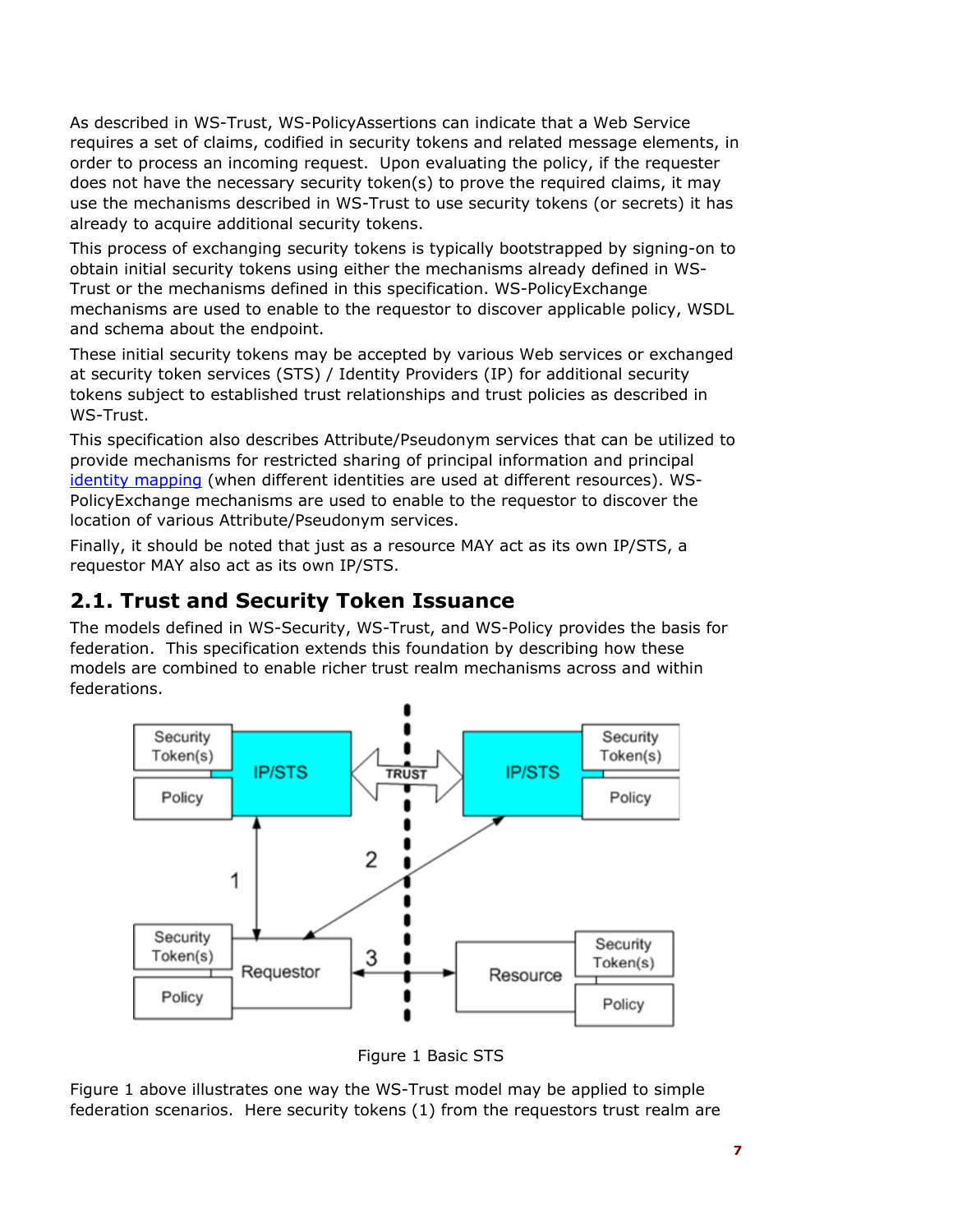As described in WS-Trust, WS-PolicyAssertions can indicate that a Web Service requires a set of claims, codified in security tokens and related message elements, in order to process an incoming request. Upon evaluating the policy, if the requester does not have the necessary security token(s) to prove the required claims, it may use the mechanisms described in WS-Trust to use security tokens (or secrets) it has already to acquire additional security tokens.

This process of exchanging security tokens is typically bootstrapped by signing-on to obtain initial security tokens using either the mechanisms already defined in WS-Trust or the mechanisms defined in this specification. WS-PolicyExchange mechanisms are used to enable to the requestor to discover applicable policy, WSDL and schema about the endpoint.

These initial security tokens may be accepted by various Web services or exchanged at security token services (STS) / Identity Providers (IP) for additional security tokens subject to established trust relationships and trust policies as described in WS-Trust.

This specification also describes Attribute/Pseudonym services that can be utilized to provide mechanisms for restricted sharing of principal information and principal identity mapping (when different identities are used at different resources). WS-PolicyExchange mechanisms are used to enable to the requestor to discover the location of various Attribute/Pseudonym services.

Finally, it should be noted that just as a resource MAY act as its own IP/STS, a requestor MAY also act as its own IP/STS.

## 2.1. Trust and Security Token Issuance

The models defined in WS-Security, WS-Trust, and WS-Policy provides the basis for federation. This specification extends this foundation by describing how these models are combined to enable richer trust realm mechanisms across and within federations.

Figure 1 Basic STS

Figure 1 above illustrates one way the WS-Trust model may be applied to simple federation scenarios. Here security tokens (1) from the requestors trust realm are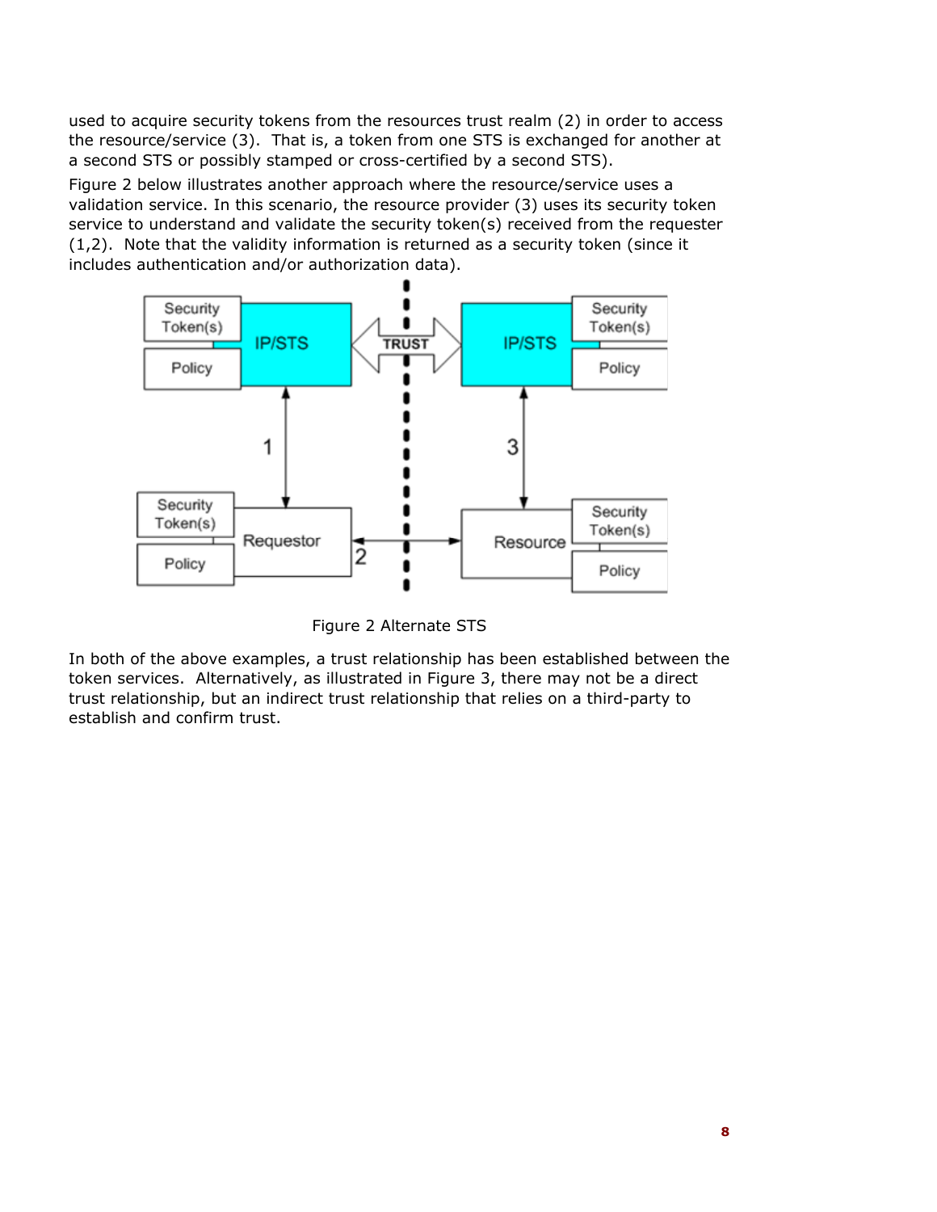used to acquire security tokens from the resources trust realm (2) in order to access the resource/service (3). That is, a token from one STS is exchanged for another at a second STS or possibly stamped or cross-certified by a second STS).

Figure 2 below illustrates another approach where the resource/service uses a validation service. In this scenario, the resource provider (3) uses its security token service to understand and validate the security token(s) received from the requester (1,2). Note that the validity information is returned as a security token (since it includes authentication and/or authorization data).

Figure 2 Alternate STS

In both of the above examples, a trust relationship has been established between the token services. Alternatively, as illustrated in Figure 3, there may not be a direct trust relationship, but an indirect trust relationship that relies on a third-party to establish and confirm trust.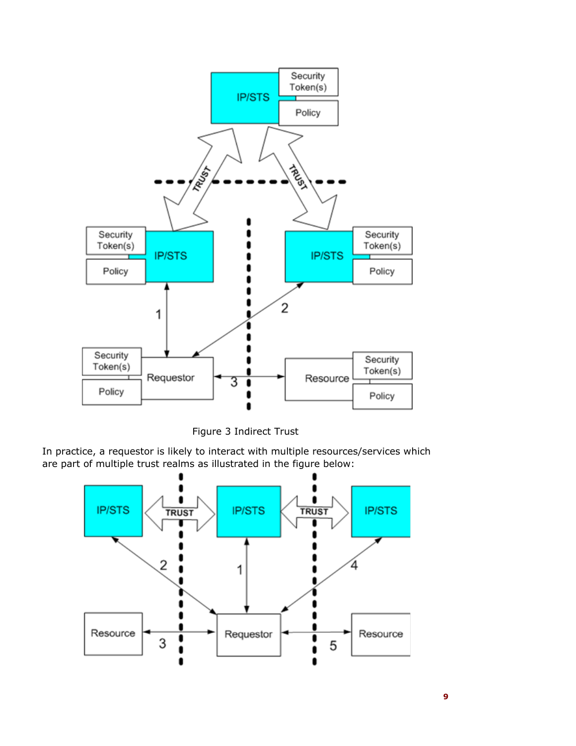Figure 3 Indirect Trust

In practice, a requestor is likely to interact with multiple resources/services which are part of multiple trust realms as illustrated in the figure below: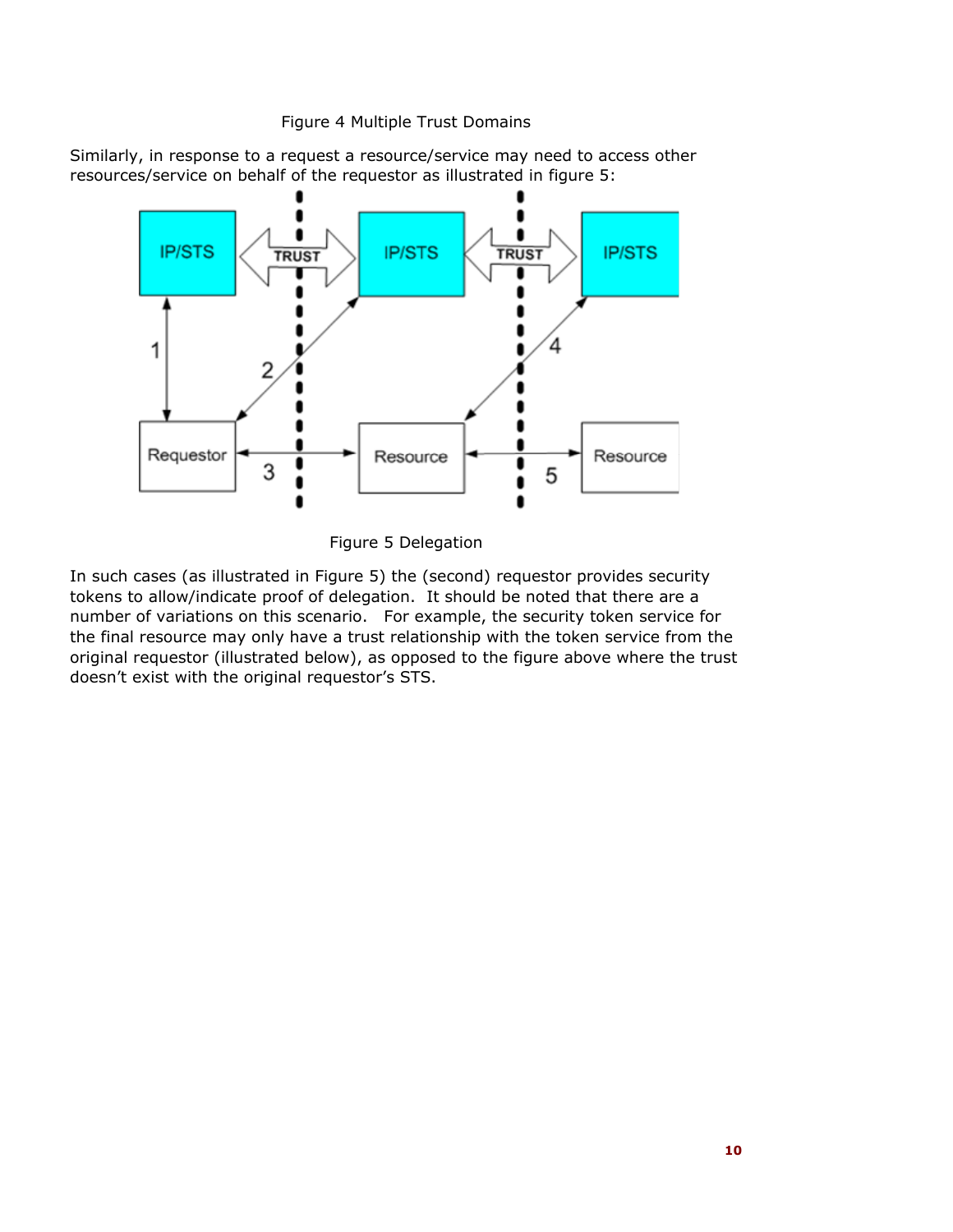Figure 4 Multiple Trust Domains

Similarly, in response to a request a resource/service may need to access other resources/service on behalf of the requestor as illustrated in figure 5:

Figure 5 Delegation

In such cases (as illustrated in Figure 5) the (second) requestor provides security tokens to allow/indicate proof of delegation. It should be noted that there are a number of variations on this scenario. For example, the security token service for the final resource may only have a trust relationship with the token service from the original requestor (illustrated below), as opposed to the figure above where the trust doesn't exist with the original requestor's STS.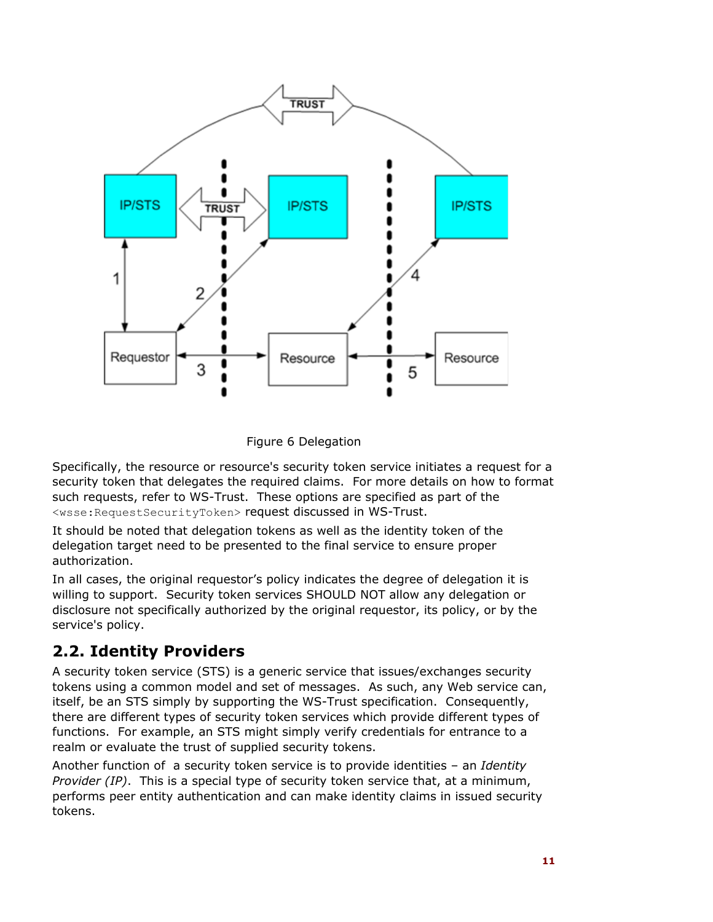Figure 6 Delegation

Specifically, the resource or resource's security token service initiates a request for a security token that delegates the required claims. For more details on how to format such requests, refer to WS-Trust. These options are specified as part of the `<wsse:RequestSecurityToken>` request discussed in WS-Trust.

It should be noted that delegation tokens as well as the identity token of the delegation target need to be presented to the final service to ensure proper authorization.

In all cases, the original requestor's policy indicates the degree of delegation it is willing to support. Security token services SHOULD NOT allow any delegation or disclosure not specifically authorized by the original requestor, its policy, or by the service's policy.

## 2.2. Identity Providers

A security token service (STS) is a generic service that issues/exchanges security tokens using a common model and set of messages. As such, any Web service can, itself, be an STS simply by supporting the WS-Trust specification. Consequently, there are different types of security token services which provide different types of functions. For example, an STS might simply verify credentials for entrance to a realm or evaluate the trust of supplied security tokens.

Another function of a security token service is to provide identities – an *Identity Provider (IP)*. This is a special type of security token service that, at a minimum, performs peer entity authentication and can make identity claims in issued security tokens.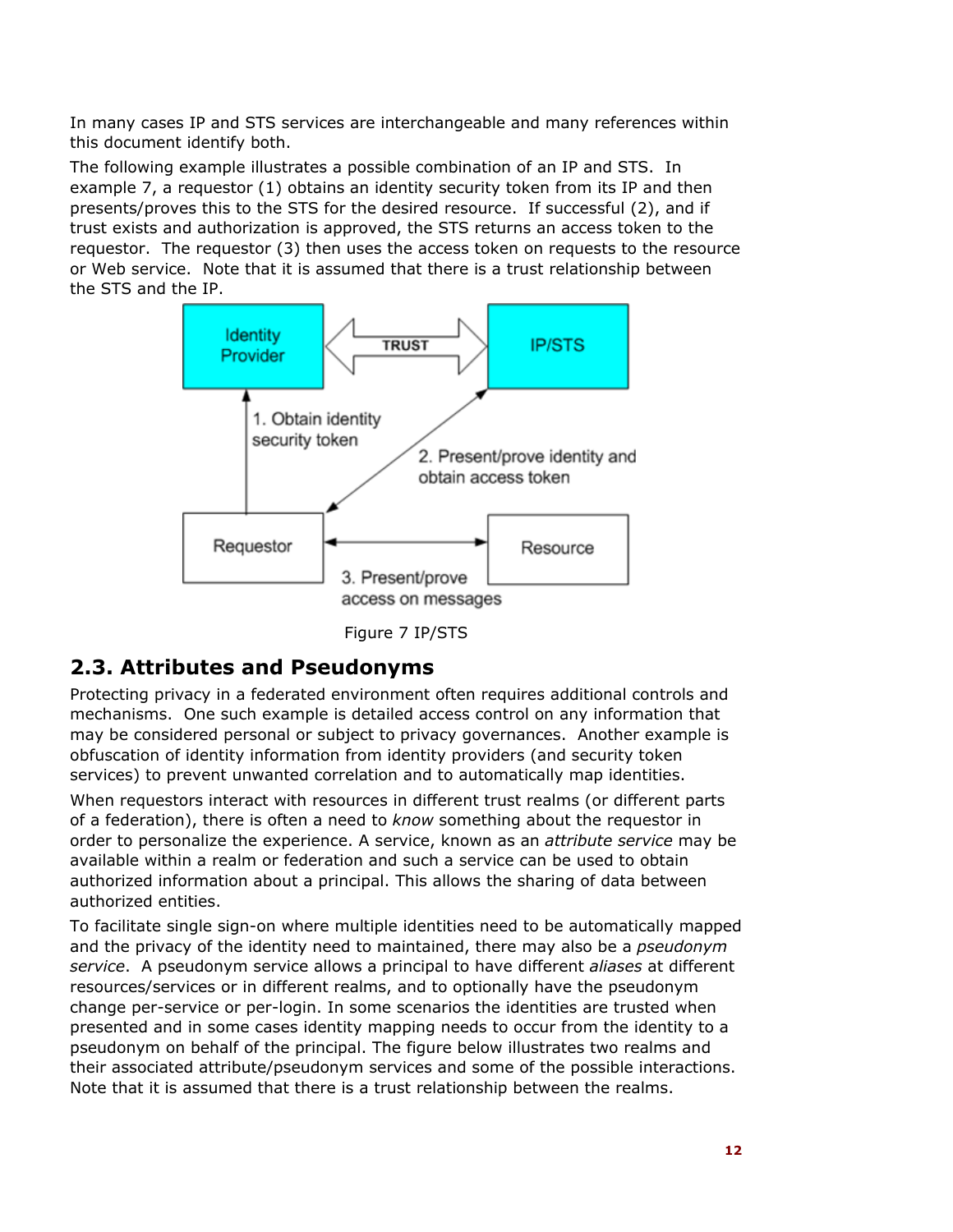In many cases IP and STS services are interchangeable and many references within this document identify both.

The following example illustrates a possible combination of an IP and STS. In example 7, a requestor (1) obtains an identity security token from its IP and then presents/proves this to the STS for the desired resource. If successful (2), and if trust exists and authorization is approved, the STS returns an access token to the requestor. The requestor (3) then uses the access token on requests to the resource or Web service. Note that it is assumed that there is a trust relationship between the STS and the IP.

Figure 7 IP/STS

## 2.3. Attributes and Pseudonyms

Protecting privacy in a federated environment often requires additional controls and mechanisms. One such example is detailed access control on any information that may be considered personal or subject to privacy governances. Another example is obfuscation of identity information from identity providers (and security token services) to prevent unwanted correlation and to automatically map identities.

When requestors interact with resources in different trust realms (or different parts of a federation), there is often a need to *know* something about the requestor in order to personalize the experience. A service, known as an *attribute service* may be available within a realm or federation and such a service can be used to obtain authorized information about a principal. This allows the sharing of data between authorized entities.

To facilitate single sign-on where multiple identities need to be automatically mapped and the privacy of the identity need to maintained, there may also be a *pseudonym service*. A pseudonym service allows a principal to have different *aliases* at different resources/services or in different realms, and to optionally have the pseudonym change per-service or per-login. In some scenarios the identities are trusted when presented and in some cases identity mapping needs to occur from the identity to a pseudonym on behalf of the principal. The figure below illustrates two realms and their associated attribute/pseudonym services and some of the possible interactions. Note that it is assumed that there is a trust relationship between the realms.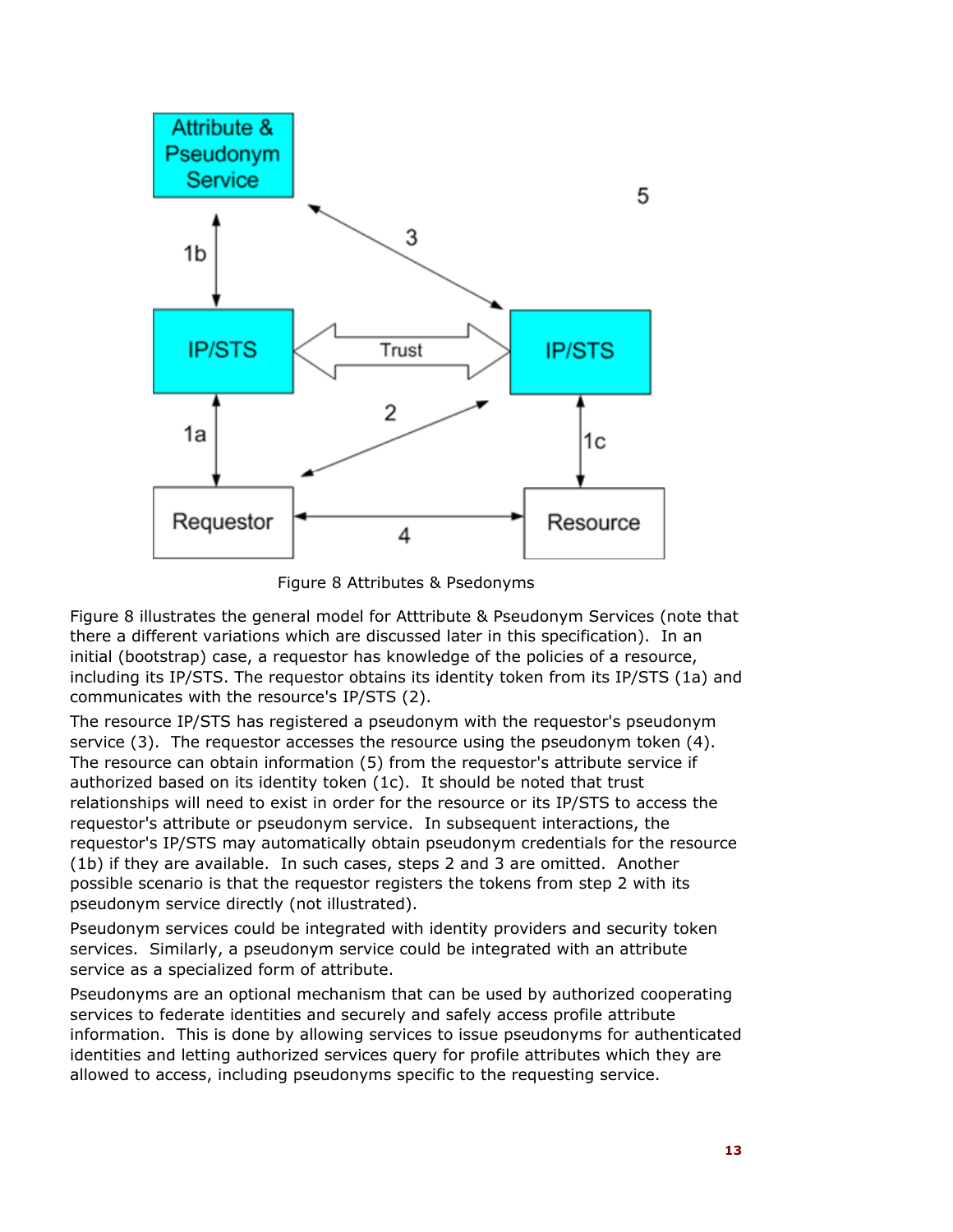Figure 8 Attributes & Psedonyms

Figure 8 illustrates the general model for Atttribute & Pseudonym Services (note that there a different variations which are discussed later in this specification). In an initial (bootstrap) case, a requestor has knowledge of the policies of a resource, including its IP/STS. The requestor obtains its identity token from its IP/STS (1a) and communicates with the resource's IP/STS (2).

The resource IP/STS has registered a pseudonym with the requestor's pseudonym service (3). The requestor accesses the resource using the pseudonym token (4). The resource can obtain information (5) from the requestor's attribute service if authorized based on its identity token (1c). It should be noted that trust relationships will need to exist in order for the resource or its IP/STS to access the requestor's attribute or pseudonym service. In subsequent interactions, the requestor's IP/STS may automatically obtain pseudonym credentials for the resource (1b) if they are available. In such cases, steps 2 and 3 are omitted. Another possible scenario is that the requestor registers the tokens from step 2 with its pseudonym service directly (not illustrated).

Pseudonym services could be integrated with identity providers and security token services. Similarly, a pseudonym service could be integrated with an attribute service as a specialized form of attribute.

Pseudonyms are an optional mechanism that can be used by authorized cooperating services to federate identities and securely and safely access profile attribute information. This is done by allowing services to issue pseudonyms for authenticated identities and letting authorized services query for profile attributes which they are allowed to access, including pseudonyms specific to the requesting service.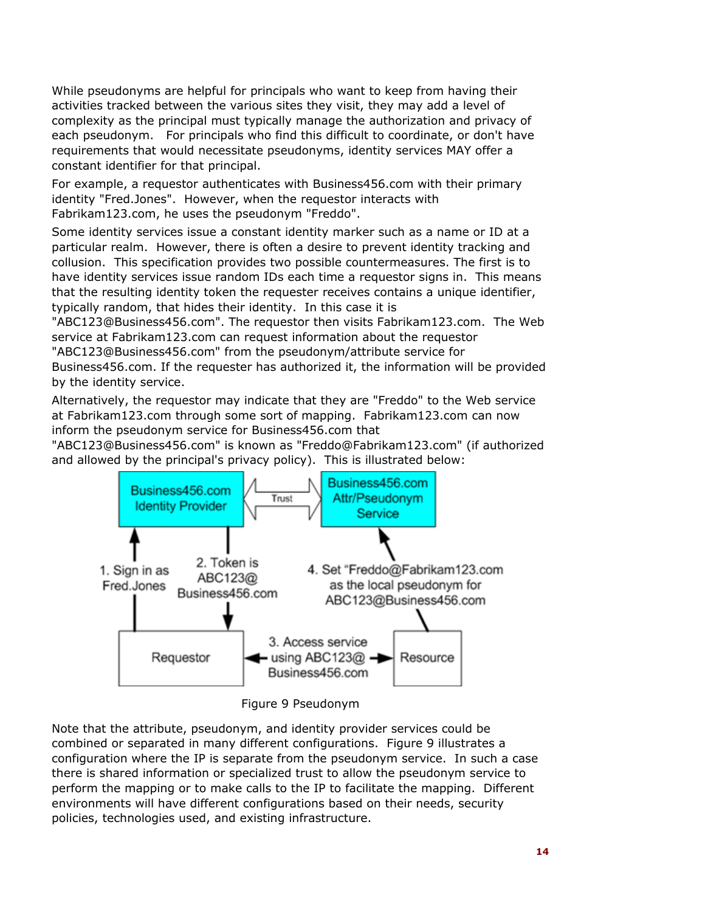While pseudonyms are helpful for principals who want to keep from having their activities tracked between the various sites they visit, they may add a level of complexity as the principal must typically manage the authorization and privacy of each pseudonym. For principals who find this difficult to coordinate, or don't have requirements that would necessitate pseudonyms, identity services MAY offer a constant identifier for that principal.

For example, a requestor authenticates with Business456.com with their primary identity "Fred.Jones". However, when the requestor interacts with Fabrikam123.com, he uses the pseudonym "Freddo".

Some identity services issue a constant identity marker such as a name or ID at a particular realm. However, there is often a desire to prevent identity tracking and collusion. This specification provides two possible countermeasures. The first is to have identity services issue random IDs each time a requestor signs in. This means that the resulting identity token the requester receives contains a unique identifier, typically random, that hides their identity. In this case it is "ABC123@Business456.com". The requestor then visits Fabrikam123.com. The Web service at Fabrikam123.com can request information about the requestor "ABC123@Business456.com" from the pseudonym/attribute service for Business456.com. If the requester has authorized it, the information will be provided by the identity service.

Alternatively, the requestor may indicate that they are "Freddo" to the Web service at Fabrikam123.com through some sort of mapping. Fabrikam123.com can now inform the pseudonym service for Business456.com that "ABC123@Business456.com" is known as "Freddo@Fabrikam123.com" (if authorized and allowed by the principal's privacy policy). This is illustrated below:

Figure 9 Pseudonym

Note that the attribute, pseudonym, and identity provider services could be combined or separated in many different configurations. Figure 9 illustrates a configuration where the IP is separate from the pseudonym service. In such a case there is shared information or specialized trust to allow the pseudonym service to perform the mapping or to make calls to the IP to facilitate the mapping. Different environments will have different configurations based on their needs, security policies, technologies used, and existing infrastructure.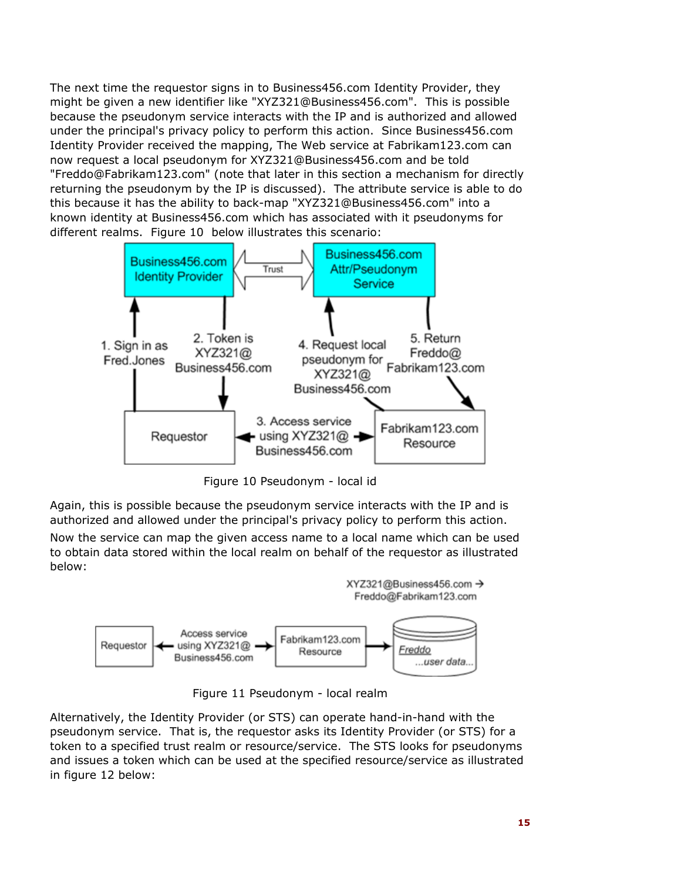The next time the requestor signs in to Business456.com Identity Provider, they might be given a new identifier like "XYZ321@Business456.com". This is possible because the pseudonym service interacts with the IP and is authorized and allowed under the principal's privacy policy to perform this action. Since Business456.com Identity Provider received the mapping, The Web service at Fabrikam123.com can now request a local pseudonym for XYZ321@Business456.com and be told "Freddo@Fabrikam123.com" (note that later in this section a mechanism for directly returning the pseudonym by the IP is discussed). The attribute service is able to do this because it has the ability to back-map "XYZ321@Business456.com" into a known identity at Business456.com which has associated with it pseudonyms for different realms. Figure 10 below illustrates this scenario:

Figure 10 Pseudonym - local id

Again, this is possible because the pseudonym service interacts with the IP and is authorized and allowed under the principal's privacy policy to perform this action.

Now the service can map the given access name to a local name which can be used to obtain data stored within the local realm on behalf of the requestor as illustrated below:

Figure 11 Pseudonym - local realm

Alternatively, the Identity Provider (or STS) can operate hand-in-hand with the pseudonym service. That is, the requestor asks its Identity Provider (or STS) for a token to a specified trust realm or resource/service. The STS looks for pseudonyms and issues a token which can be used at the specified resource/service as illustrated in figure 12 below: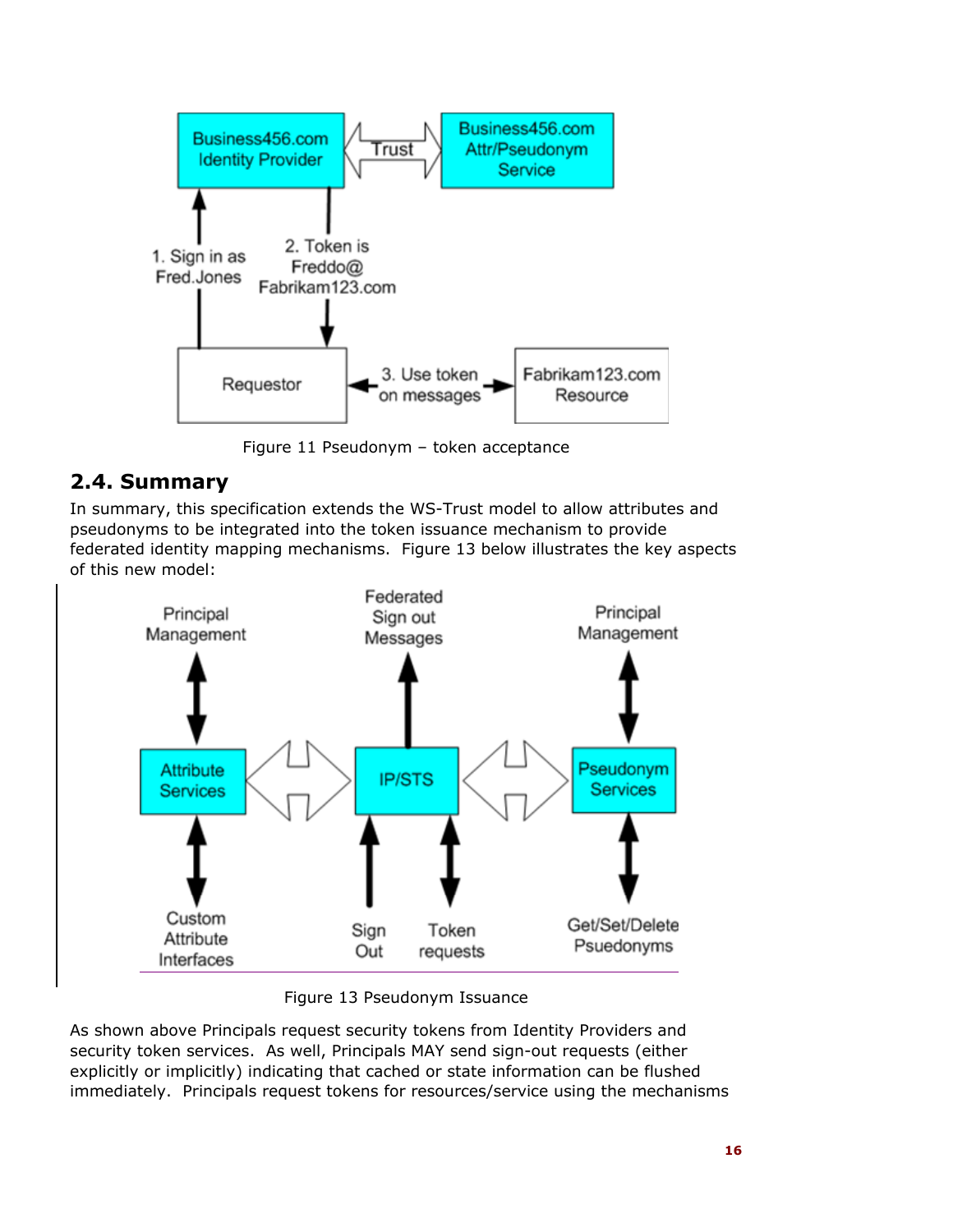Figure 11 Pseudonym – token acceptance

## 2.4. Summary

In summary, this specification extends the WS-Trust model to allow attributes and pseudonyms to be integrated into the token issuance mechanism to provide federated identity mapping mechanisms. Figure 13 below illustrates the key aspects of this new model:

Figure 13 Pseudonym Issuance

As shown above Principals request security tokens from Identity Providers and security token services. As well, Principals MAY send sign-out requests (either explicitly or implicitly) indicating that cached or state information can be flushed immediately. Principals request tokens for resources/service using the mechanisms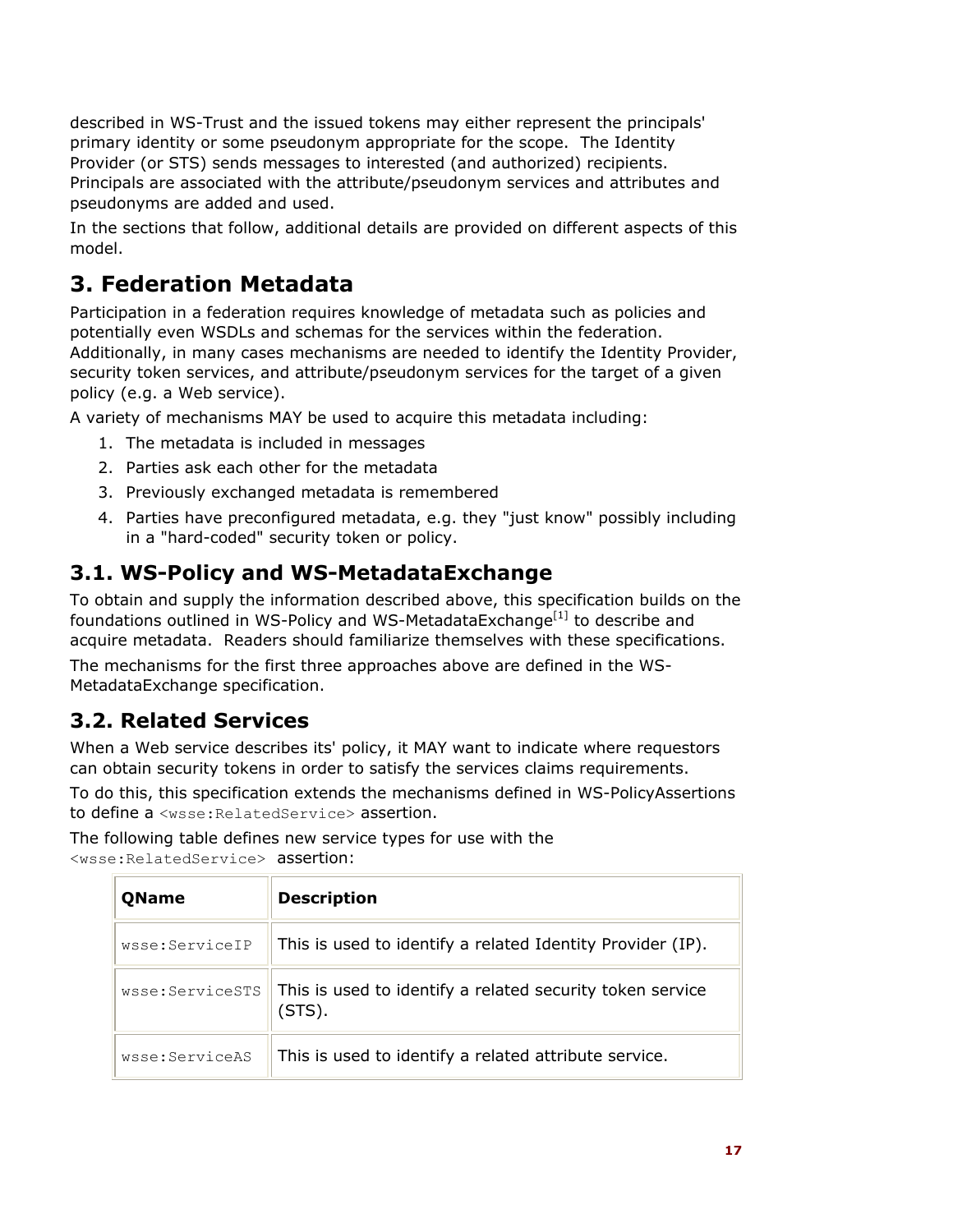described in WS-Trust and the issued tokens may either represent the principals' primary identity or some pseudonym appropriate for the scope. The Identity Provider (or STS) sends messages to interested (and authorized) recipients. Principals are associated with the attribute/pseudonym services and attributes and pseudonyms are added and used.

In the sections that follow, additional details are provided on different aspects of this model.

# 3. Federation Metadata

Participation in a federation requires knowledge of metadata such as policies and potentially even WSDLs and schemas for the services within the federation. Additionally, in many cases mechanisms are needed to identify the Identity Provider, security token services, and attribute/pseudonym services for the target of a given policy (e.g. a Web service).

A variety of mechanisms MAY be used to acquire this metadata including:

1. The metadata is included in messages
2. Parties ask each other for the metadata
3. Previously exchanged metadata is remembered
4. Parties have preconfigured metadata, e.g. they "just know" possibly including in a "hard-coded" security token or policy.

## 3.1. WS-Policy and WS-MetadataExchange

To obtain and supply the information described above, this specification builds on the foundations outlined in WS-Policy and WS-MetadataExchange[1] to describe and acquire metadata. Readers should familiarize themselves with these specifications.

The mechanisms for the first three approaches above are defined in the WS-MetadataExchange specification.

## 3.2. Related Services

When a Web service describes its' policy, it MAY want to indicate where requestors can obtain security tokens in order to satisfy the services claims requirements.

To do this, this specification extends the mechanisms defined in WS-PolicyAssertions to define a `<wsse:RelatedService>` assertion.

The following table defines new service types for use with the `<wsse:RelatedService>` assertion:

| QName | Description |
|---|---|
| `wsse:ServiceIP` | This is used to identify a related Identity Provider (IP). |
| `wsse:ServiceSTS` | This is used to identify a related security token service (STS). |
| `wsse:ServiceAS` | This is used to identify a related attribute service. |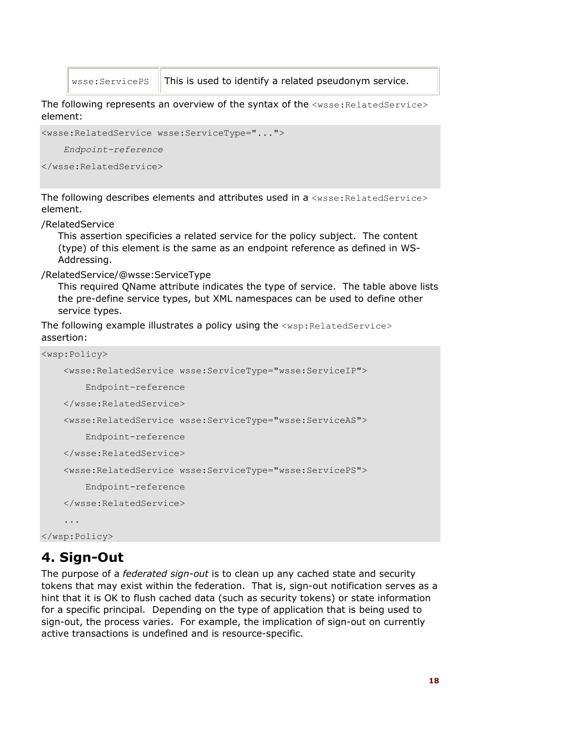| wsse:ServicePS | This is used to identify a related pseudonym service. |
|---|---|

The following represents an overview of the syntax of the `<wsse:RelatedService>` element:

```
<wsse:RelatedService wsse:ServiceType="...">
    Endpoint-reference
</wsse:RelatedService>
```

The following describes elements and attributes used in a `<wsse:RelatedService>` element.

/RelatedService

This assertion specificies a related service for the policy subject. The content (type) of this element is the same as an endpoint reference as defined in WS-Addressing.

/RelatedService/@wsse:ServiceType

This required QName attribute indicates the type of service. The table above lists the pre-define service types, but XML namespaces can be used to define other service types.

The following example illustrates a policy using the `<wsp:RelatedService>` assertion:

```
<wsp:Policy>
    <wsse:RelatedService wsse:ServiceType="wsse:ServiceIP">
        Endpoint-reference
    </wsse:RelatedService>
    <wsse:RelatedService wsse:ServiceType="wsse:ServiceAS">
        Endpoint-reference
    </wsse:RelatedService>
    <wsse:RelatedService wsse:ServiceType="wsse:ServicePS">
        Endpoint-reference
    </wsse:RelatedService>
    ...
</wsp:Policy>
```

# 4. Sign-Out

The purpose of a *federated sign-out* is to clean up any cached state and security tokens that may exist within the federation. That is, sign-out notification serves as a hint that it is OK to flush cached data (such as security tokens) or state information for a specific principal. Depending on the type of application that is being used to sign-out, the process varies. For example, the implication of sign-out on currently active transactions is undefined and is resource-specific.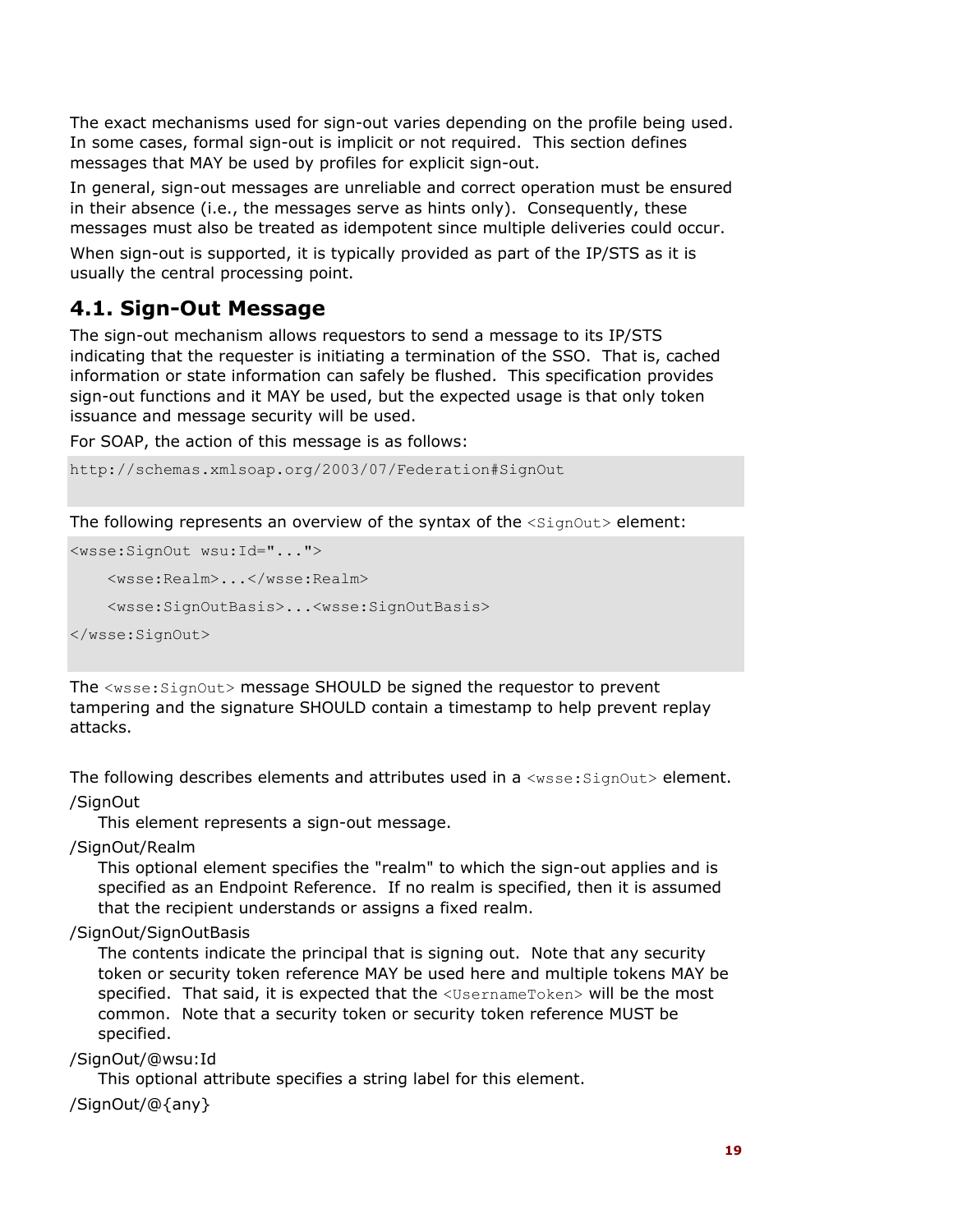The exact mechanisms used for sign-out varies depending on the profile being used. In some cases, formal sign-out is implicit or not required. This section defines messages that MAY be used by profiles for explicit sign-out.

In general, sign-out messages are unreliable and correct operation must be ensured in their absence (i.e., the messages serve as hints only). Consequently, these messages must also be treated as idempotent since multiple deliveries could occur.

When sign-out is supported, it is typically provided as part of the IP/STS as it is usually the central processing point.

## 4.1. Sign-Out Message

The sign-out mechanism allows requestors to send a message to its IP/STS indicating that the requester is initiating a termination of the SSO. That is, cached information or state information can safely be flushed. This specification provides sign-out functions and it MAY be used, but the expected usage is that only token issuance and message security will be used.

For SOAP, the action of this message is as follows:

```
http://schemas.xmlsoap.org/2003/07/Federation#SignOut
```

The following represents an overview of the syntax of the `<SignOut>` element:

```
<wsse:SignOut wsu:Id="...">
    <wsse:Realm>...</wsse:Realm>
    <wsse:SignOutBasis>...<wsse:SignOutBasis>
</wsse:SignOut>
```

The `<wsse:SignOut>` message SHOULD be signed the requestor to prevent tampering and the signature SHOULD contain a timestamp to help prevent replay attacks.

The following describes elements and attributes used in a `<wsse:SignOut>` element.

/SignOut

This element represents a sign-out message.

/SignOut/Realm

This optional element specifies the "realm" to which the sign-out applies and is specified as an Endpoint Reference. If no realm is specified, then it is assumed that the recipient understands or assigns a fixed realm.

/SignOut/SignOutBasis

The contents indicate the principal that is signing out. Note that any security token or security token reference MAY be used here and multiple tokens MAY be specified. That said, it is expected that the `<UsernameToken>` will be the most common. Note that a security token or security token reference MUST be specified.

/SignOut/@wsu:Id

This optional attribute specifies a string label for this element.

/SignOut/@{any}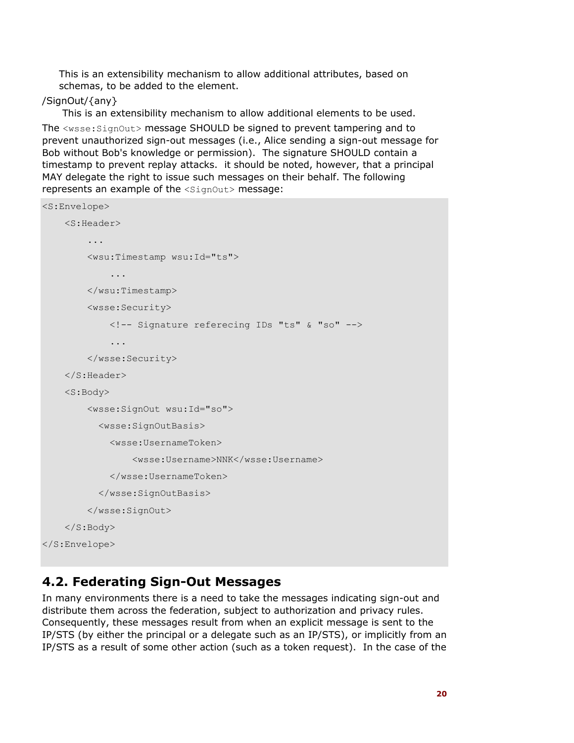This is an extensibility mechanism to allow additional attributes, based on schemas, to be added to the element.

/SignOut/{any}

This is an extensibility mechanism to allow additional elements to be used.

The `<wsse:SignOut>` message SHOULD be signed to prevent tampering and to prevent unauthorized sign-out messages (i.e., Alice sending a sign-out message for Bob without Bob's knowledge or permission). The signature SHOULD contain a timestamp to prevent replay attacks. it should be noted, however, that a principal MAY delegate the right to issue such messages on their behalf. The following represents an example of the `<SignOut>` message:

```
<S:Envelope>
    <S:Header>
        ...
        <wsu:Timestamp wsu:Id="ts">
            ...
        </wsu:Timestamp>
        <wsse:Security>
            <!-- Signature referecing IDs "ts" & "so" -->
            ...
        </wsse:Security>
    </S:Header>
    <S:Body>
        <wsse:SignOut wsu:Id="so">
          <wsse:SignOutBasis>
            <wsse:UsernameToken>
                <wsse:Username>NNK</wsse:Username>
            </wsse:UsernameToken>
          </wsse:SignOutBasis>
        </wsse:SignOut>
    </S:Body>
</S:Envelope>
```

## 4.2. Federating Sign-Out Messages

In many environments there is a need to take the messages indicating sign-out and distribute them across the federation, subject to authorization and privacy rules. Consequently, these messages result from when an explicit message is sent to the IP/STS (by either the principal or a delegate such as an IP/STS), or implicitly from an IP/STS as a result of some other action (such as a token request). In the case of the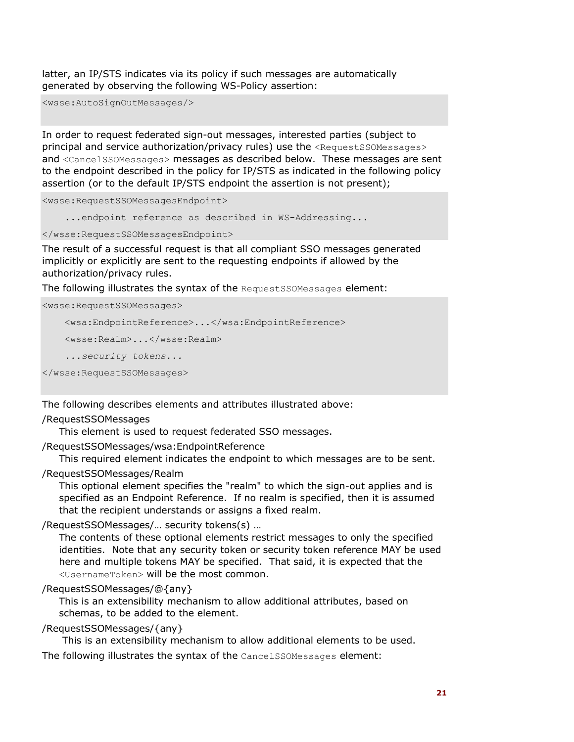latter, an IP/STS indicates via its policy if such messages are automatically generated by observing the following WS-Policy assertion:

```
<wsse:AutoSignOutMessages/>
```

In order to request federated sign-out messages, interested parties (subject to principal and service authorization/privacy rules) use the `<RequestSSOMessages>` and `<CancelSSOMessages>` messages as described below. These messages are sent to the endpoint described in the policy for IP/STS as indicated in the following policy assertion (or to the default IP/STS endpoint the assertion is not present);

```
<wsse:RequestSSOMessagesEndpoint>
    ...endpoint reference as described in WS-Addressing...
</wsse:RequestSSOMessagesEndpoint>
```

The result of a successful request is that all compliant SSO messages generated implicitly or explicitly are sent to the requesting endpoints if allowed by the authorization/privacy rules.

The following illustrates the syntax of the `RequestSSOMessages` element:

```
<wsse:RequestSSOMessages>
    <wsa:EndpointReference>...</wsa:EndpointReference>
    <wsse:Realm>...</wsse:Realm>
    ...security tokens...
</wsse:RequestSSOMessages>
```

The following describes elements and attributes illustrated above:

/RequestSSOMessages

This element is used to request federated SSO messages.

/RequestSSOMessages/wsa:EndpointReference

This required element indicates the endpoint to which messages are to be sent.

/RequestSSOMessages/Realm

This optional element specifies the "realm" to which the sign-out applies and is specified as an Endpoint Reference. If no realm is specified, then it is assumed that the recipient understands or assigns a fixed realm.

/RequestSSOMessages/… security tokens(s) …

The contents of these optional elements restrict messages to only the specified identities. Note that any security token or security token reference MAY be used here and multiple tokens MAY be specified. That said, it is expected that the `<UsernameToken>` will be the most common.

/RequestSSOMessages/@{any}

This is an extensibility mechanism to allow additional attributes, based on schemas, to be added to the element.

/RequestSSOMessages/{any}

This is an extensibility mechanism to allow additional elements to be used.

The following illustrates the syntax of the `CancelSSOMessages` element: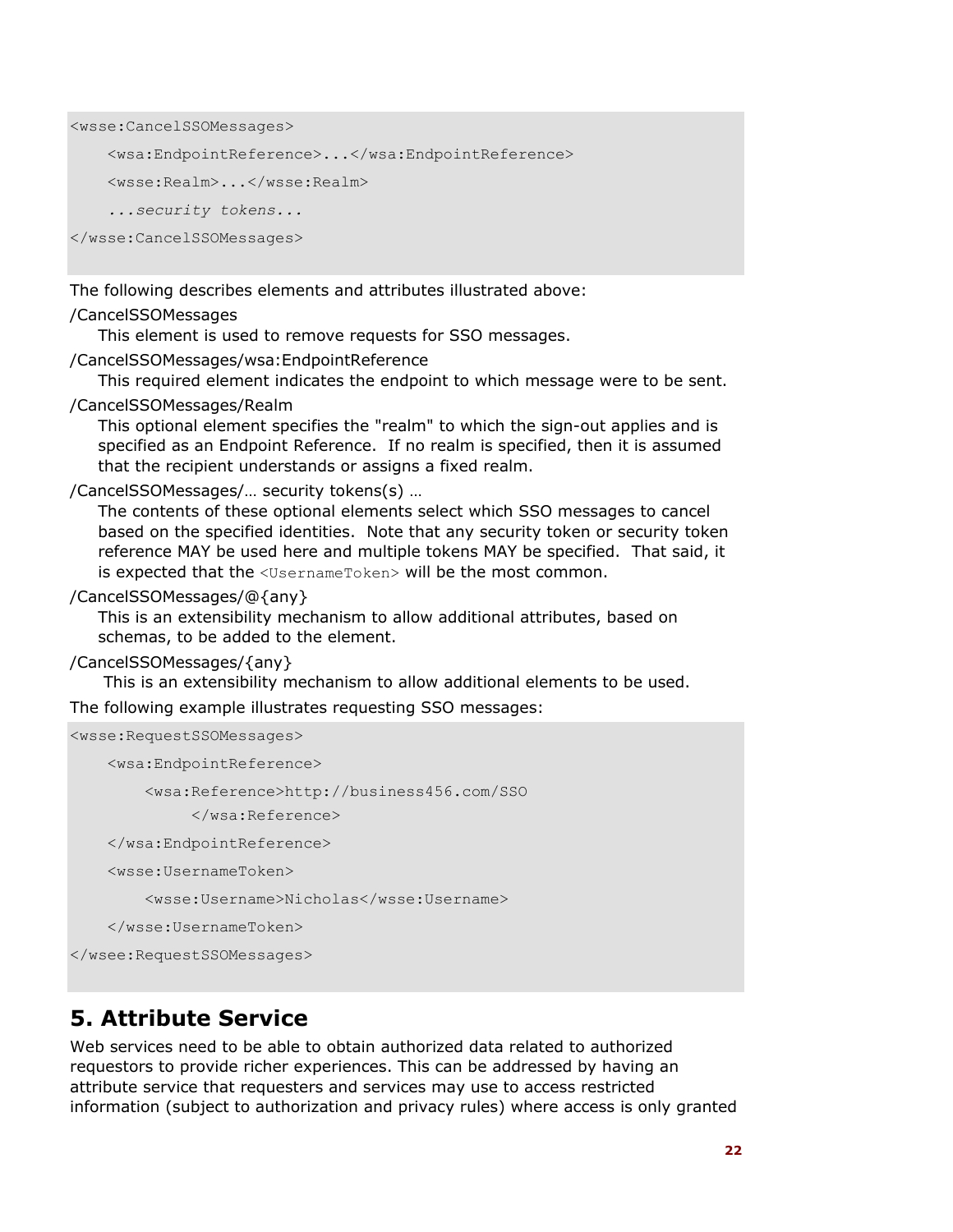```
<wsse:CancelSSOMessages>
    <wsa:EndpointReference>...</wsa:EndpointReference>
    <wsse:Realm>...</wsse:Realm>
    ...security tokens...
</wsse:CancelSSOMessages>
```

The following describes elements and attributes illustrated above:

/CancelSSOMessages

This element is used to remove requests for SSO messages.

/CancelSSOMessages/wsa:EndpointReference

This required element indicates the endpoint to which message were to be sent.

/CancelSSOMessages/Realm

This optional element specifies the "realm" to which the sign-out applies and is specified as an Endpoint Reference. If no realm is specified, then it is assumed that the recipient understands or assigns a fixed realm.

/CancelSSOMessages/… security tokens(s) …

The contents of these optional elements select which SSO messages to cancel based on the specified identities. Note that any security token or security token reference MAY be used here and multiple tokens MAY be specified. That said, it is expected that the `<UsernameToken>` will be the most common.

/CancelSSOMessages/@{any}

This is an extensibility mechanism to allow additional attributes, based on schemas, to be added to the element.

/CancelSSOMessages/{any}

This is an extensibility mechanism to allow additional elements to be used.

The following example illustrates requesting SSO messages:

```
<wsse:RequestSSOMessages>
    <wsa:EndpointReference>
        <wsa:Reference>http://business456.com/SSO
            </wsa:Reference>
    </wsa:EndpointReference>
    <wsse:UsernameToken>
        <wsse:Username>Nicholas</wsse:Username>
    </wsse:UsernameToken>
</wsee:RequestSSOMessages>
```

## 5. Attribute Service

Web services need to be able to obtain authorized data related to authorized requestors to provide richer experiences. This can be addressed by having an attribute service that requesters and services may use to access restricted information (subject to authorization and privacy rules) where access is only granted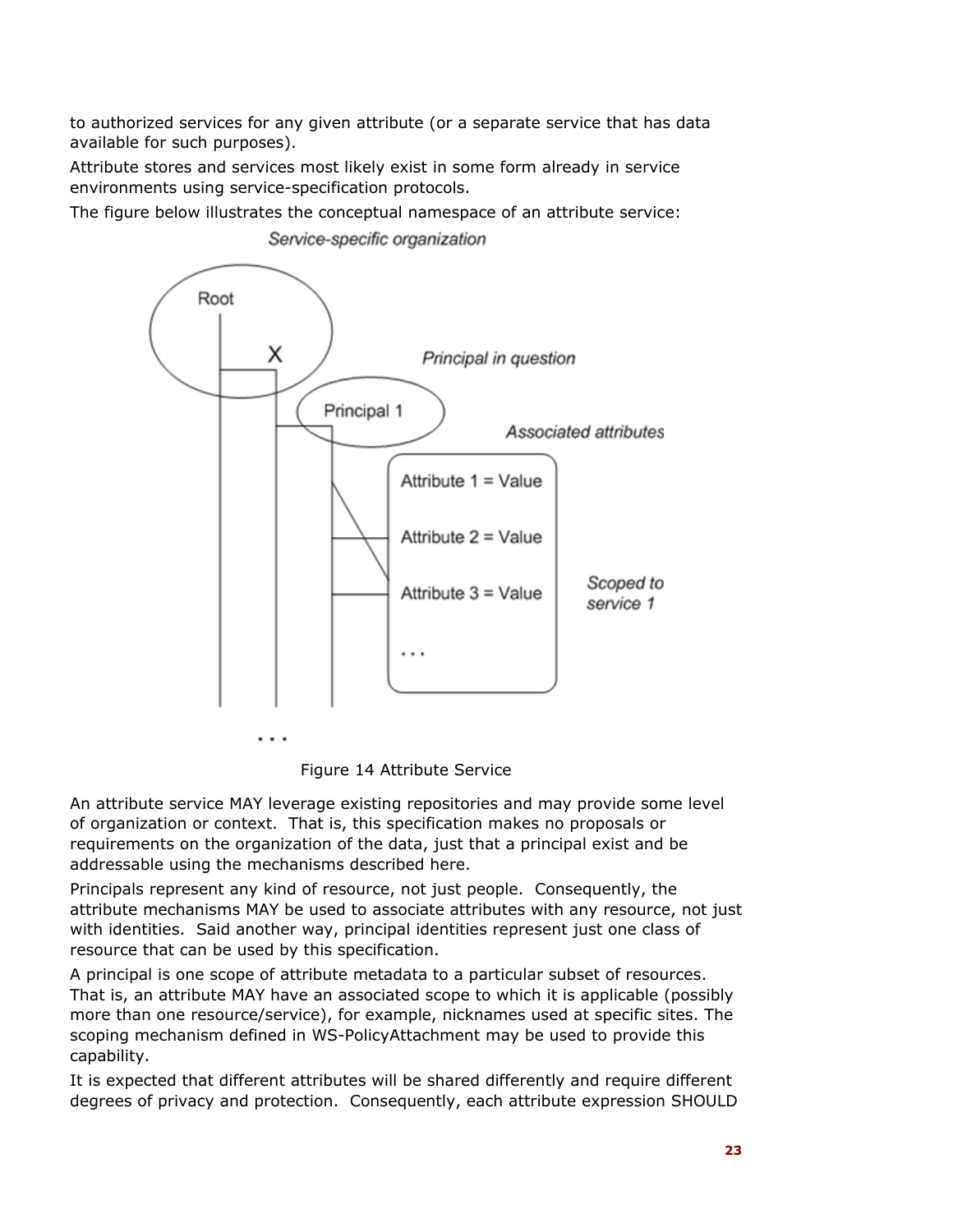to authorized services for any given attribute (or a separate service that has data available for such purposes).

Attribute stores and services most likely exist in some form already in service environments using service-specification protocols.

The figure below illustrates the conceptual namespace of an attribute service:

Figure 14 Attribute Service

An attribute service MAY leverage existing repositories and may provide some level of organization or context. That is, this specification makes no proposals or requirements on the organization of the data, just that a principal exist and be addressable using the mechanisms described here.

Principals represent any kind of resource, not just people. Consequently, the attribute mechanisms MAY be used to associate attributes with any resource, not just with identities. Said another way, principal identities represent just one class of resource that can be used by this specification.

A principal is one scope of attribute metadata to a particular subset of resources. That is, an attribute MAY have an associated scope to which it is applicable (possibly more than one resource/service), for example, nicknames used at specific sites. The scoping mechanism defined in WS-PolicyAttachment may be used to provide this capability.

It is expected that different attributes will be shared differently and require different degrees of privacy and protection. Consequently, each attribute expression SHOULD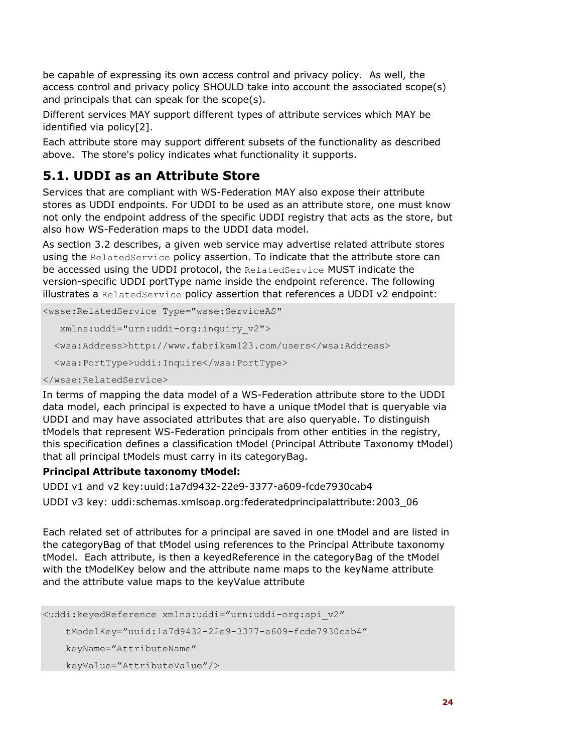be capable of expressing its own access control and privacy policy. As well, the access control and privacy policy SHOULD take into account the associated scope(s) and principals that can speak for the scope(s).

Different services MAY support different types of attribute services which MAY be identified via policy[2].

Each attribute store may support different subsets of the functionality as described above. The store's policy indicates what functionality it supports.

## 5.1. UDDI as an Attribute Store

Services that are compliant with WS-Federation MAY also expose their attribute stores as UDDI endpoints. For UDDI to be used as an attribute store, one must know not only the endpoint address of the specific UDDI registry that acts as the store, but also how WS-Federation maps to the UDDI data model.

As section 3.2 describes, a given web service may advertise related attribute stores using the `RelatedService` policy assertion. To indicate that the attribute store can be accessed using the UDDI protocol, the `RelatedService` MUST indicate the version-specific UDDI portType name inside the endpoint reference. The following illustrates a `RelatedService` policy assertion that references a UDDI v2 endpoint:

```
<wsse:RelatedService Type="wsse:ServiceAS"
   xmlns:uddi="urn:uddi-org:inquiry_v2">
  <wsa:Address>http://www.fabrikam123.com/users</wsa:Address>
  <wsa:PortType>uddi:Inquire</wsa:PortType>
</wsse:RelatedService>
```

In terms of mapping the data model of a WS-Federation attribute store to the UDDI data model, each principal is expected to have a unique tModel that is queryable via UDDI and may have associated attributes that are also queryable. To distinguish tModels that represent WS-Federation principals from other entities in the registry, this specification defines a classification tModel (Principal Attribute Taxonomy tModel) that all principal tModels must carry in its categoryBag.

**Principal Attribute taxonomy tModel:**

UDDI v1 and v2 key:uuid:1a7d9432-22e9-3377-a609-fcde7930cab4

UDDI v3 key: uddi:schemas.xmlsoap.org:federatedprincipalattribute:2003_06

Each related set of attributes for a principal are saved in one tModel and are listed in the categoryBag of that tModel using references to the Principal Attribute taxonomy tModel. Each attribute, is then a keyedReference in the categoryBag of the tModel with the tModelKey below and the attribute name maps to the keyName attribute and the attribute value maps to the keyValue attribute

```
<uddi:keyedReference xmlns:uddi="urn:uddi-org:api_v2"
    tModelKey="uuid:1a7d9432-22e9-3377-a609-fcde7930cab4"
    keyName="AttributeName"
    keyValue="AttributeValue"/>
```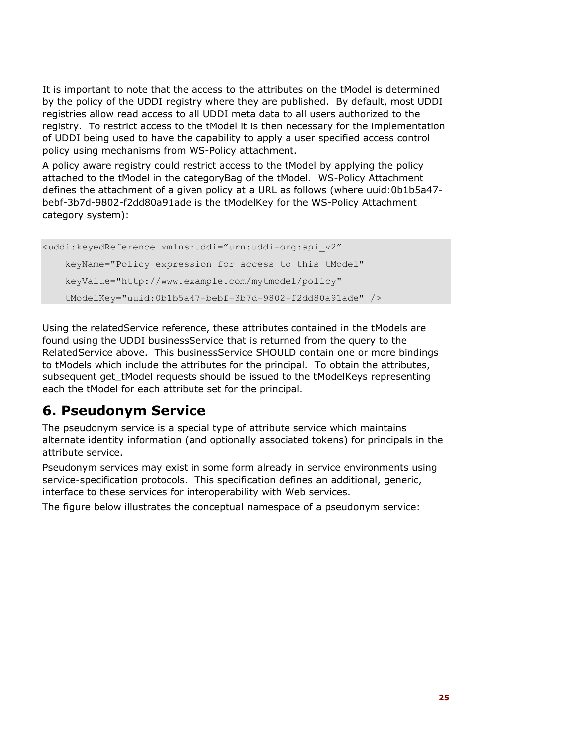It is important to note that the access to the attributes on the tModel is determined by the policy of the UDDI registry where they are published. By default, most UDDI registries allow read access to all UDDI meta data to all users authorized to the registry. To restrict access to the tModel it is then necessary for the implementation of UDDI being used to have the capability to apply a user specified access control policy using mechanisms from WS-Policy attachment.

A policy aware registry could restrict access to the tModel by applying the policy attached to the tModel in the categoryBag of the tModel. WS-Policy Attachment defines the attachment of a given policy at a URL as follows (where uuid:0b1b5a47-bebf-3b7d-9802-f2dd80a91ade is the tModelKey for the WS-Policy Attachment category system):

```
<uddi:keyedReference xmlns:uddi="urn:uddi-org:api_v2"
    keyName="Policy expression for access to this tModel"
    keyValue="http://www.example.com/mytmodel/policy"
    tModelKey="uuid:0b1b5a47-bebf-3b7d-9802-f2dd80a91ade" />
```

Using the relatedService reference, these attributes contained in the tModels are found using the UDDI businessService that is returned from the query to the RelatedService above. This businessService SHOULD contain one or more bindings to tModels which include the attributes for the principal. To obtain the attributes, subsequent get_tModel requests should be issued to the tModelKeys representing each the tModel for each attribute set for the principal.

## 6. Pseudonym Service

The pseudonym service is a special type of attribute service which maintains alternate identity information (and optionally associated tokens) for principals in the attribute service.

Pseudonym services may exist in some form already in service environments using service-specification protocols. This specification defines an additional, generic, interface to these services for interoperability with Web services.

The figure below illustrates the conceptual namespace of a pseudonym service: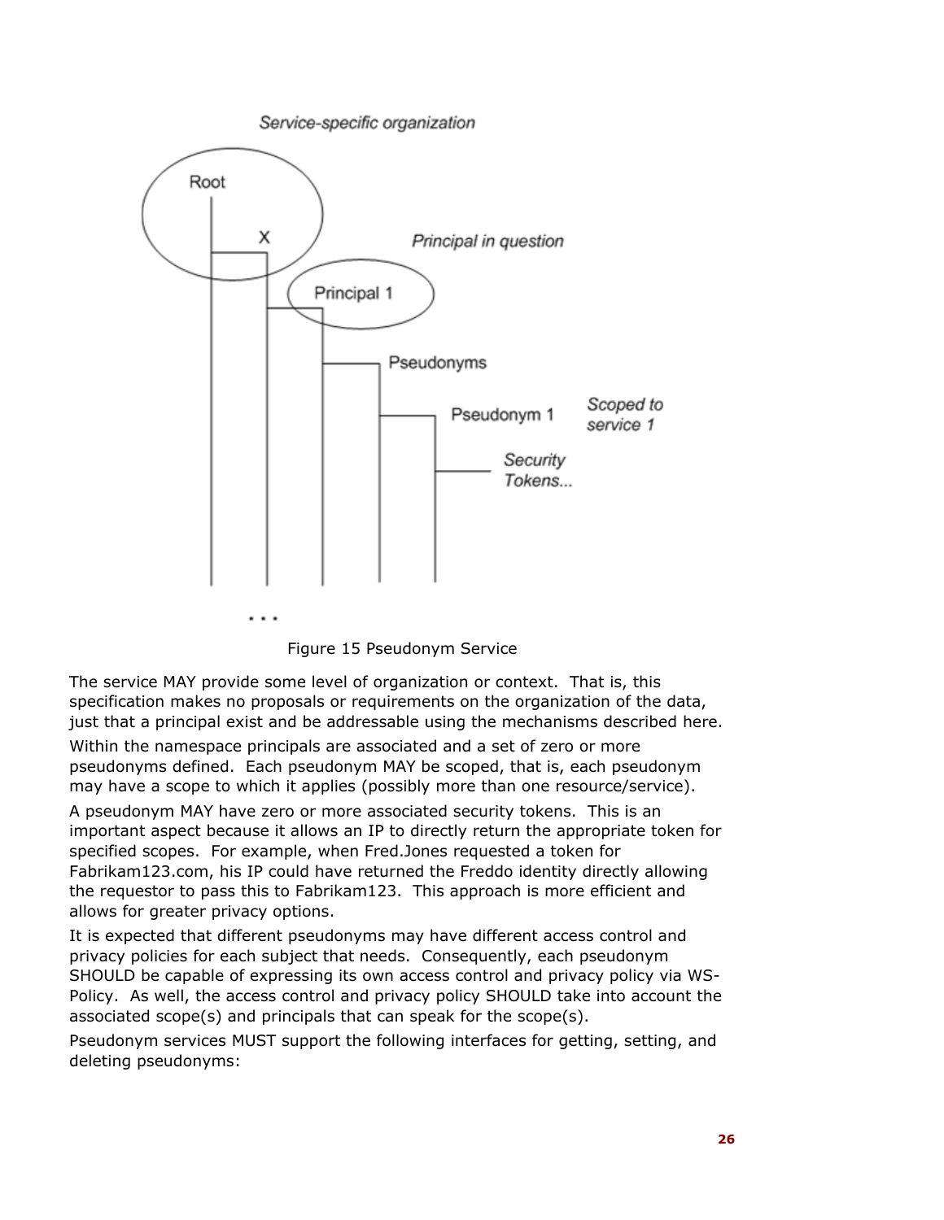Figure 15 Pseudonym Service

The service MAY provide some level of organization or context. That is, this specification makes no proposals or requirements on the organization of the data, just that a principal exist and be addressable using the mechanisms described here.

Within the namespace principals are associated and a set of zero or more pseudonyms defined. Each pseudonym MAY be scoped, that is, each pseudonym may have a scope to which it applies (possibly more than one resource/service).

A pseudonym MAY have zero or more associated security tokens. This is an important aspect because it allows an IP to directly return the appropriate token for specified scopes. For example, when Fred.Jones requested a token for Fabrikam123.com, his IP could have returned the Freddo identity directly allowing the requestor to pass this to Fabrikam123. This approach is more efficient and allows for greater privacy options.

It is expected that different pseudonyms may have different access control and privacy policies for each subject that needs. Consequently, each pseudonym SHOULD be capable of expressing its own access control and privacy policy via WS-Policy. As well, the access control and privacy policy SHOULD take into account the associated scope(s) and principals that can speak for the scope(s).

Pseudonym services MUST support the following interfaces for getting, setting, and deleting pseudonyms: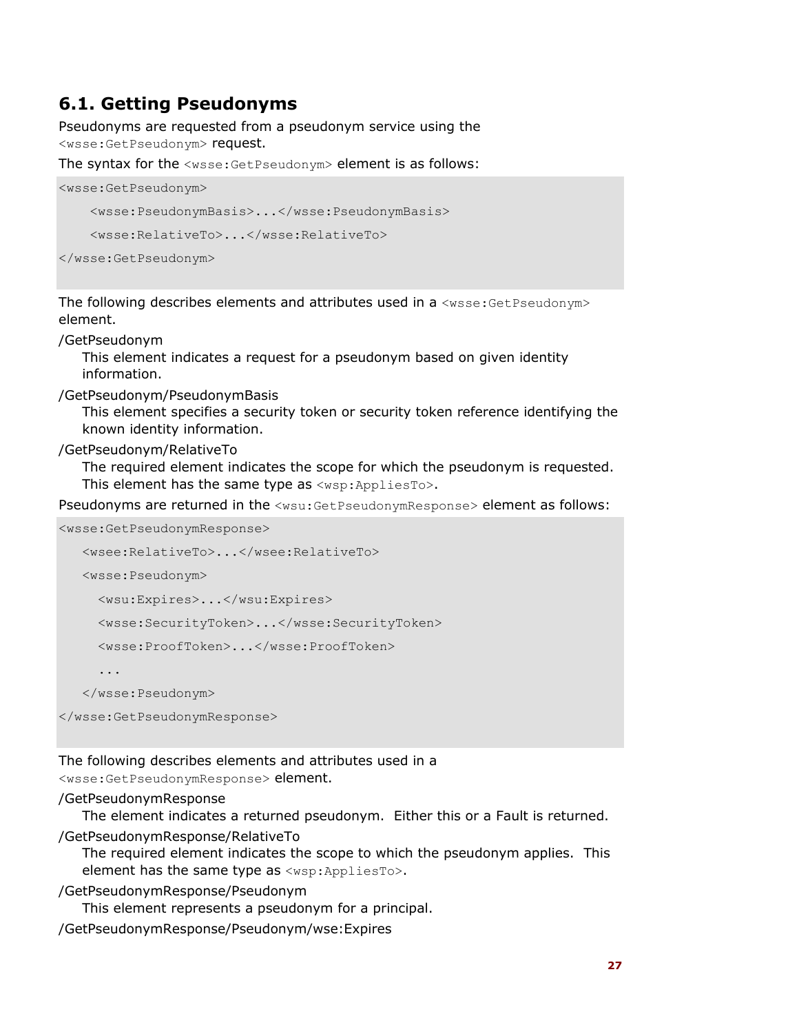## 6.1. Getting Pseudonyms

Pseudonyms are requested from a pseudonym service using the `<wsse:GetPseudonym>` request.

The syntax for the `<wsse:GetPseudonym>` element is as follows:

```
<wsse:GetPseudonym>
    <wsse:PseudonymBasis>...</wsse:PseudonymBasis>
    <wsse:RelativeTo>...</wsse:RelativeTo>
</wsse:GetPseudonym>
```

The following describes elements and attributes used in a `<wsse:GetPseudonym>` element.

/GetPseudonym
: This element indicates a request for a pseudonym based on given identity information.

/GetPseudonym/PseudonymBasis
: This element specifies a security token or security token reference identifying the known identity information.

/GetPseudonym/RelativeTo
: The required element indicates the scope for which the pseudonym is requested. This element has the same type as `<wsp:AppliesTo>`.

Pseudonyms are returned in the `<wsu:GetPseudonymResponse>` element as follows:

```
<wsse:GetPseudonymResponse>
   <wsee:RelativeTo>...</wsee:RelativeTo>
   <wsse:Pseudonym>
     <wsu:Expires>...</wsu:Expires>
     <wsse:SecurityToken>...</wsse:SecurityToken>
     <wsse:ProofToken>...</wsse:ProofToken>
     ...
   </wsse:Pseudonym>
</wsse:GetPseudonymResponse>
```

The following describes elements and attributes used in a `<wsse:GetPseudonymResponse>` element.

/GetPseudonymResponse
: The element indicates a returned pseudonym. Either this or a Fault is returned.

/GetPseudonymResponse/RelativeTo
: The required element indicates the scope to which the pseudonym applies. This element has the same type as `<wsp:AppliesTo>`.

/GetPseudonymResponse/Pseudonym
: This element represents a pseudonym for a principal.

/GetPseudonymResponse/Pseudonym/wse:Expires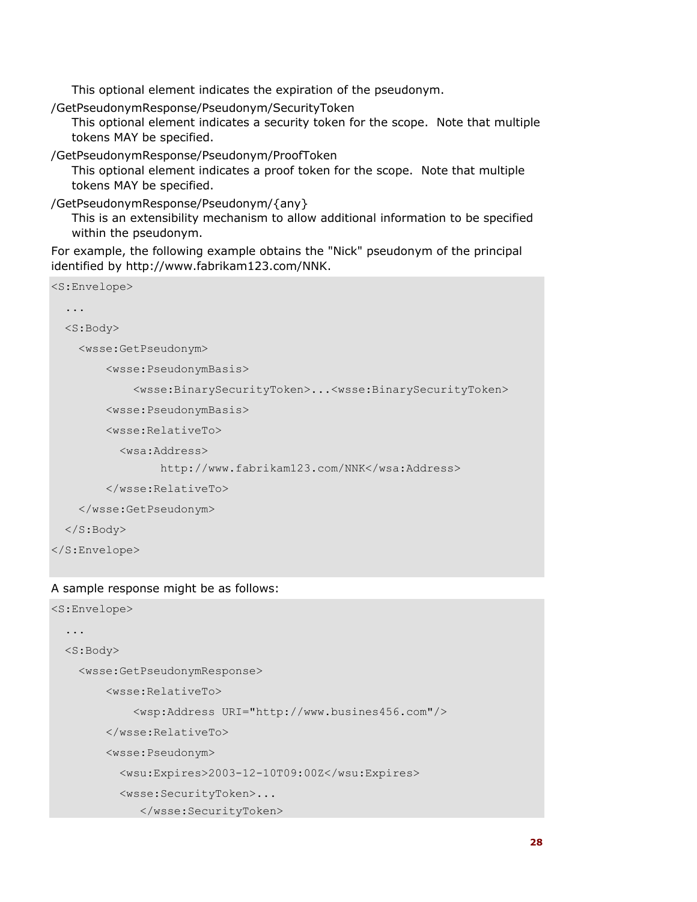This optional element indicates the expiration of the pseudonym.

/GetPseudonymResponse/Pseudonym/SecurityToken

This optional element indicates a security token for the scope. Note that multiple tokens MAY be specified.

/GetPseudonymResponse/Pseudonym/ProofToken

This optional element indicates a proof token for the scope. Note that multiple tokens MAY be specified.

/GetPseudonymResponse/Pseudonym/{any}

This is an extensibility mechanism to allow additional information to be specified within the pseudonym.

For example, the following example obtains the "Nick" pseudonym of the principal identified by http://www.fabrikam123.com/NNK.

```
<S:Envelope>
  ...
  <S:Body>
    <wsse:GetPseudonym>
        <wsse:PseudonymBasis>
            <wsse:BinarySecurityToken>...<wsse:BinarySecurityToken>
        <wsse:PseudonymBasis>
        <wsse:RelativeTo>
          <wsa:Address>
                http://www.fabrikam123.com/NNK</wsa:Address>
        </wsse:RelativeTo>
    </wsse:GetPseudonym>
  </S:Body>
</S:Envelope>
```

A sample response might be as follows:

```
<S:Envelope>
  ...
  <S:Body>
    <wsse:GetPseudonymResponse>
        <wsse:RelativeTo>
            <wsp:Address URI="http://www.busines456.com"/>
        </wsse:RelativeTo>
        <wsse:Pseudonym>
          <wsu:Expires>2003-12-10T09:00Z</wsu:Expires>
          <wsse:SecurityToken>...
             </wsse:SecurityToken>
```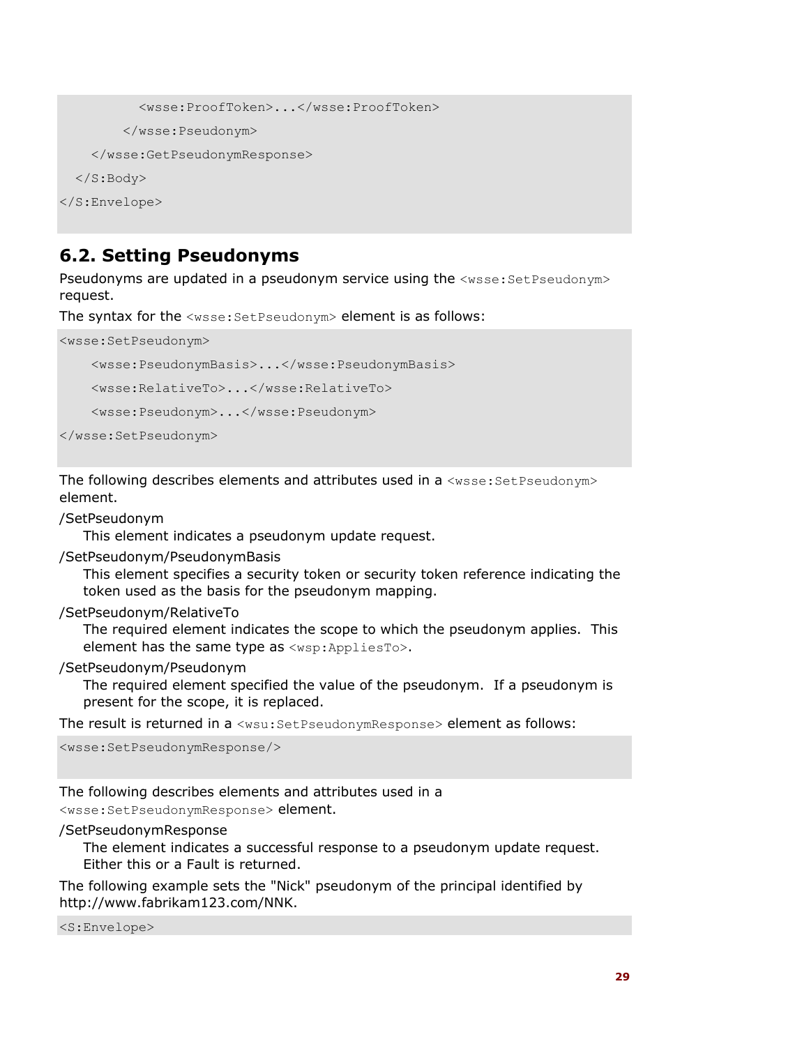```
          <wsse:ProofToken>...</wsse:ProofToken>

        </wsse:Pseudonym>

    </wsse:GetPseudonymResponse>

  </S:Body>

</S:Envelope>
```

## 6.2. Setting Pseudonyms

Pseudonyms are updated in a pseudonym service using the `<wsse:SetPseudonym>` request.

The syntax for the `<wsse:SetPseudonym>` element is as follows:

```
<wsse:SetPseudonym>

    <wsse:PseudonymBasis>...</wsse:PseudonymBasis>

    <wsse:RelativeTo>...</wsse:RelativeTo>

    <wsse:Pseudonym>...</wsse:Pseudonym>

</wsse:SetPseudonym>
```

The following describes elements and attributes used in a `<wsse:SetPseudonym>` element.

/SetPseudonym
: This element indicates a pseudonym update request.

/SetPseudonym/PseudonymBasis
: This element specifies a security token or security token reference indicating the token used as the basis for the pseudonym mapping.

/SetPseudonym/RelativeTo
: The required element indicates the scope to which the pseudonym applies. This element has the same type as `<wsp:AppliesTo>`.

/SetPseudonym/Pseudonym
: The required element specified the value of the pseudonym. If a pseudonym is present for the scope, it is replaced.

The result is returned in a `<wsu:SetPseudonymResponse>` element as follows:

```
<wsse:SetPseudonymResponse/>
```

The following describes elements and attributes used in a `<wsse:SetPseudonymResponse>` element.

/SetPseudonymResponse
: The element indicates a successful response to a pseudonym update request. Either this or a Fault is returned.

The following example sets the "Nick" pseudonym of the principal identified by http://www.fabrikam123.com/NNK.

```
<S:Envelope>
```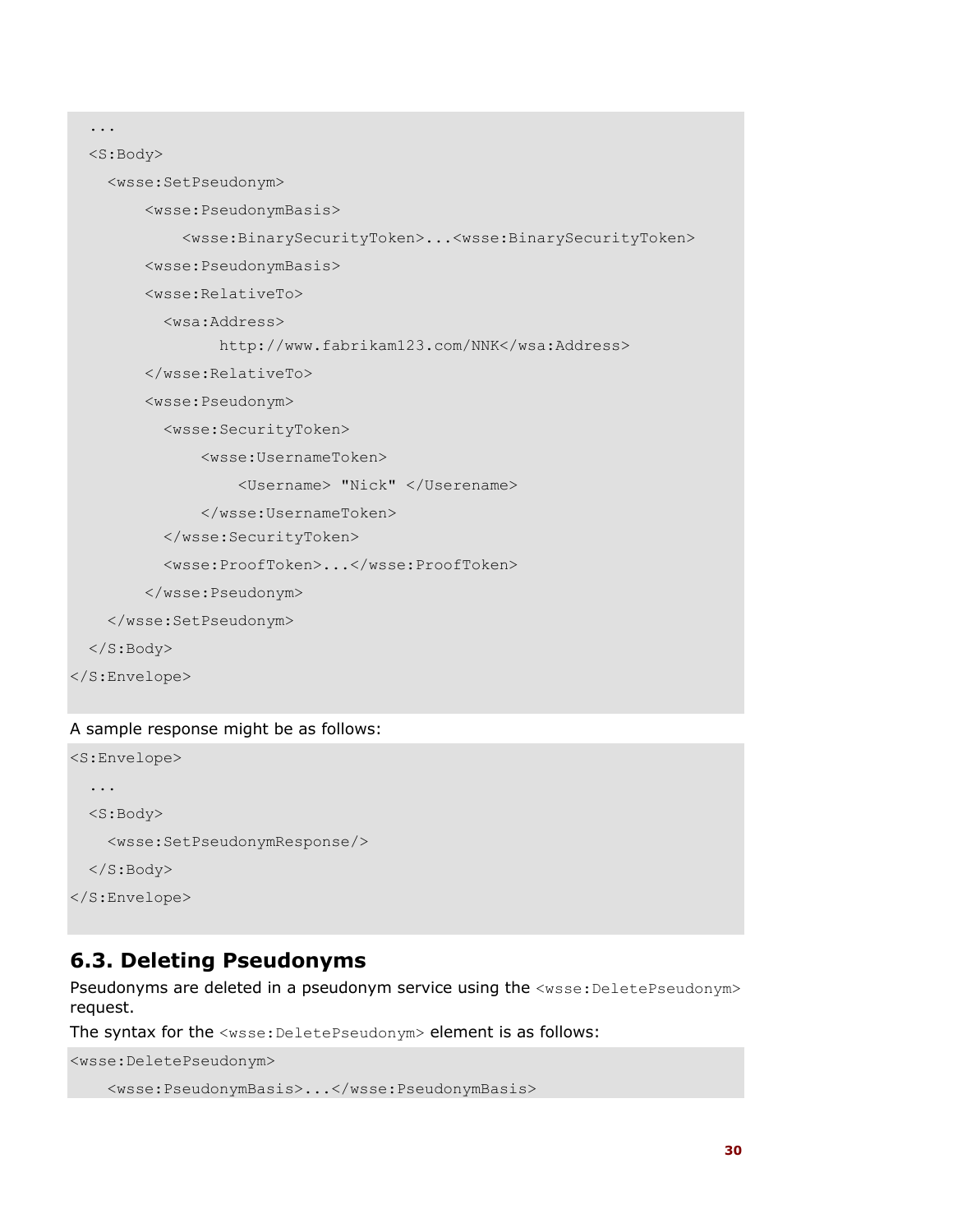```
  ...
  <S:Body>
    <wsse:SetPseudonym>
        <wsse:PseudonymBasis>
            <wsse:BinarySecurityToken>...<wsse:BinarySecurityToken>
        <wsse:PseudonymBasis>
        <wsse:RelativeTo>
          <wsa:Address>
                http://www.fabrikam123.com/NNK</wsa:Address>
        </wsse:RelativeTo>
        <wsse:Pseudonym>
          <wsse:SecurityToken>
              <wsse:UsernameToken>
                  <Username> "Nick" </Userename>
              </wsse:UsernameToken>
          </wsse:SecurityToken>
          <wsse:ProofToken>...</wsse:ProofToken>
        </wsse:Pseudonym>
    </wsse:SetPseudonym>
  </S:Body>
</S:Envelope>
```

A sample response might be as follows:

```
<S:Envelope>
  ...
  <S:Body>
    <wsse:SetPseudonymResponse/>
  </S:Body>
</S:Envelope>
```

## 6.3. Deleting Pseudonyms

Pseudonyms are deleted in a pseudonym service using the `<wsse:DeletePseudonym>` request.

The syntax for the `<wsse:DeletePseudonym>` element is as follows:

```
<wsse:DeletePseudonym>
    <wsse:PseudonymBasis>...</wsse:PseudonymBasis>
```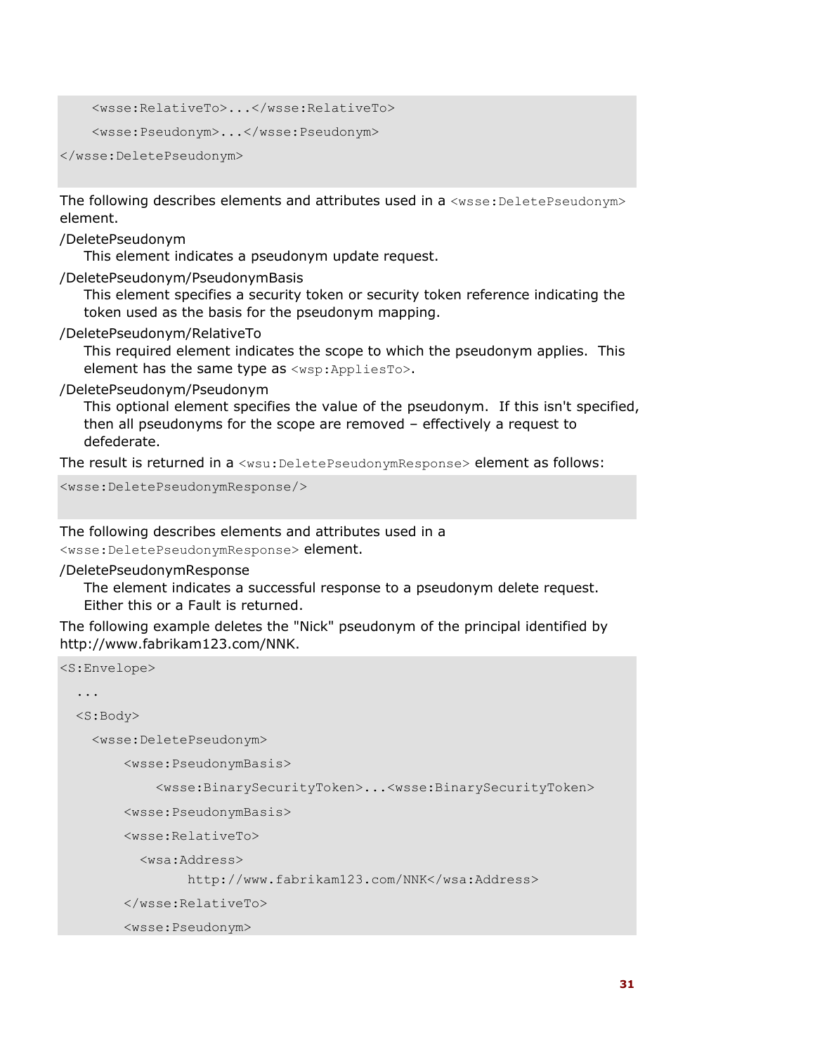```
    <wsse:RelativeTo>...</wsse:RelativeTo>
    <wsse:Pseudonym>...</wsse:Pseudonym>
</wsse:DeletePseudonym>
```

The following describes elements and attributes used in a `<wsse:DeletePseudonym>` element.

/DeletePseudonym
: This element indicates a pseudonym update request.

/DeletePseudonym/PseudonymBasis
: This element specifies a security token or security token reference indicating the token used as the basis for the pseudonym mapping.

/DeletePseudonym/RelativeTo
: This required element indicates the scope to which the pseudonym applies. This element has the same type as `<wsp:AppliesTo>`.

/DeletePseudonym/Pseudonym
: This optional element specifies the value of the pseudonym. If this isn't specified, then all pseudonyms for the scope are removed – effectively a request to defederate.

The result is returned in a `<wsu:DeletePseudonymResponse>` element as follows:

```
<wsse:DeletePseudonymResponse/>
```

The following describes elements and attributes used in a `<wsse:DeletePseudonymResponse>` element.

/DeletePseudonymResponse
: The element indicates a successful response to a pseudonym delete request. Either this or a Fault is returned.

The following example deletes the "Nick" pseudonym of the principal identified by http://www.fabrikam123.com/NNK.

```
<S:Envelope>
  ...
  <S:Body>
    <wsse:DeletePseudonym>
        <wsse:PseudonymBasis>
            <wsse:BinarySecurityToken>...<wsse:BinarySecurityToken>
        <wsse:PseudonymBasis>
        <wsse:RelativeTo>
          <wsa:Address>
                http://www.fabrikam123.com/NNK</wsa:Address>
        </wsse:RelativeTo>
        <wsse:Pseudonym>
```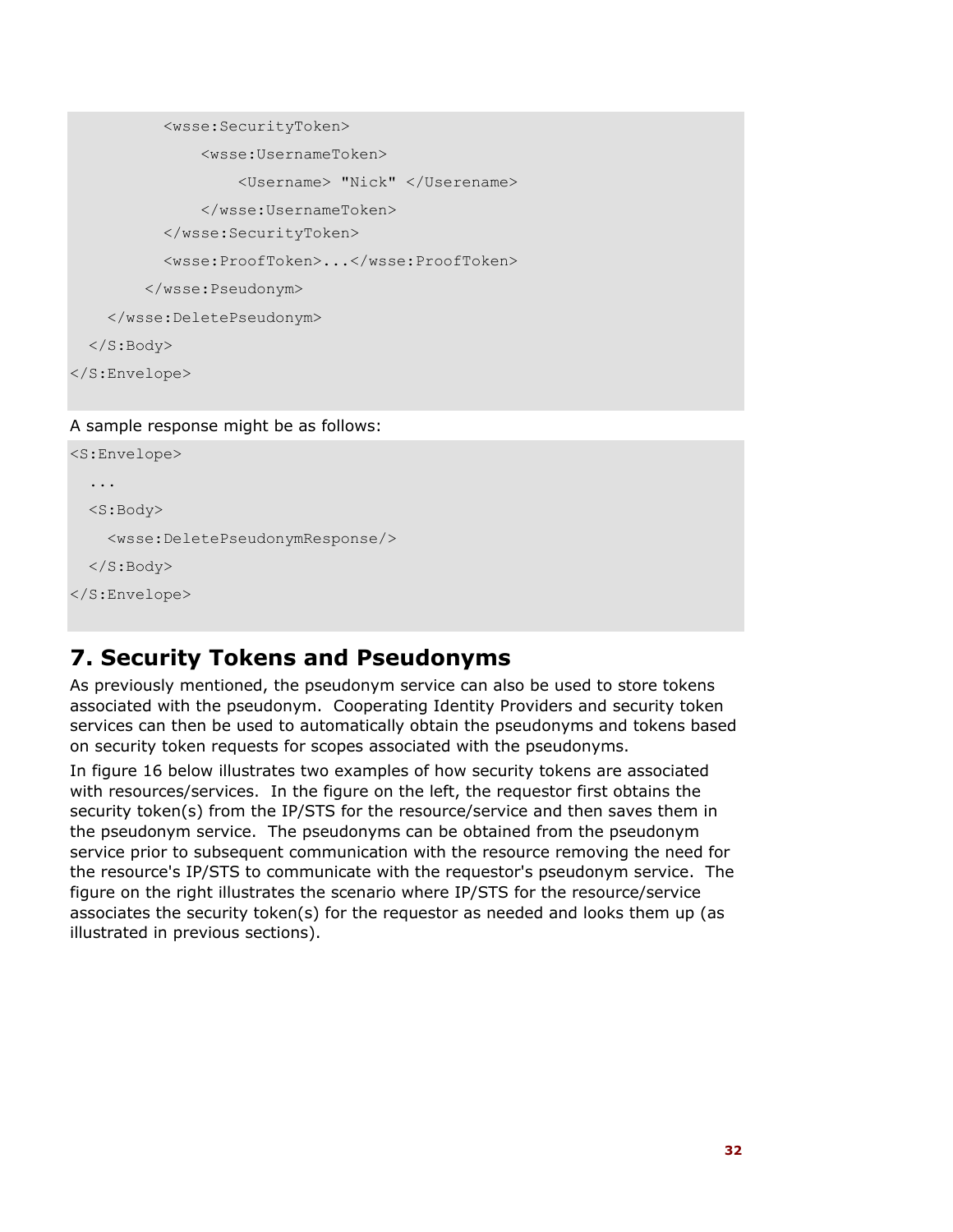```
          <wsse:SecurityToken>
              <wsse:UsernameToken>
                  <Username> "Nick" </Userename>
              </wsse:UsernameToken>
          </wsse:SecurityToken>
          <wsse:ProofToken>...</wsse:ProofToken>
        </wsse:Pseudonym>
    </wsse:DeletePseudonym>
  </S:Body>
</S:Envelope>
```

A sample response might be as follows:

```
<S:Envelope>
  ...
  <S:Body>
    <wsse:DeletePseudonymResponse/>
  </S:Body>
</S:Envelope>
```

# 7. Security Tokens and Pseudonyms

As previously mentioned, the pseudonym service can also be used to store tokens associated with the pseudonym. Cooperating Identity Providers and security token services can then be used to automatically obtain the pseudonyms and tokens based on security token requests for scopes associated with the pseudonyms.

In figure 16 below illustrates two examples of how security tokens are associated with resources/services. In the figure on the left, the requestor first obtains the security token(s) from the IP/STS for the resource/service and then saves them in the pseudonym service. The pseudonyms can be obtained from the pseudonym service prior to subsequent communication with the resource removing the need for the resource's IP/STS to communicate with the requestor's pseudonym service. The figure on the right illustrates the scenario where IP/STS for the resource/service associates the security token(s) for the requestor as needed and looks them up (as illustrated in previous sections).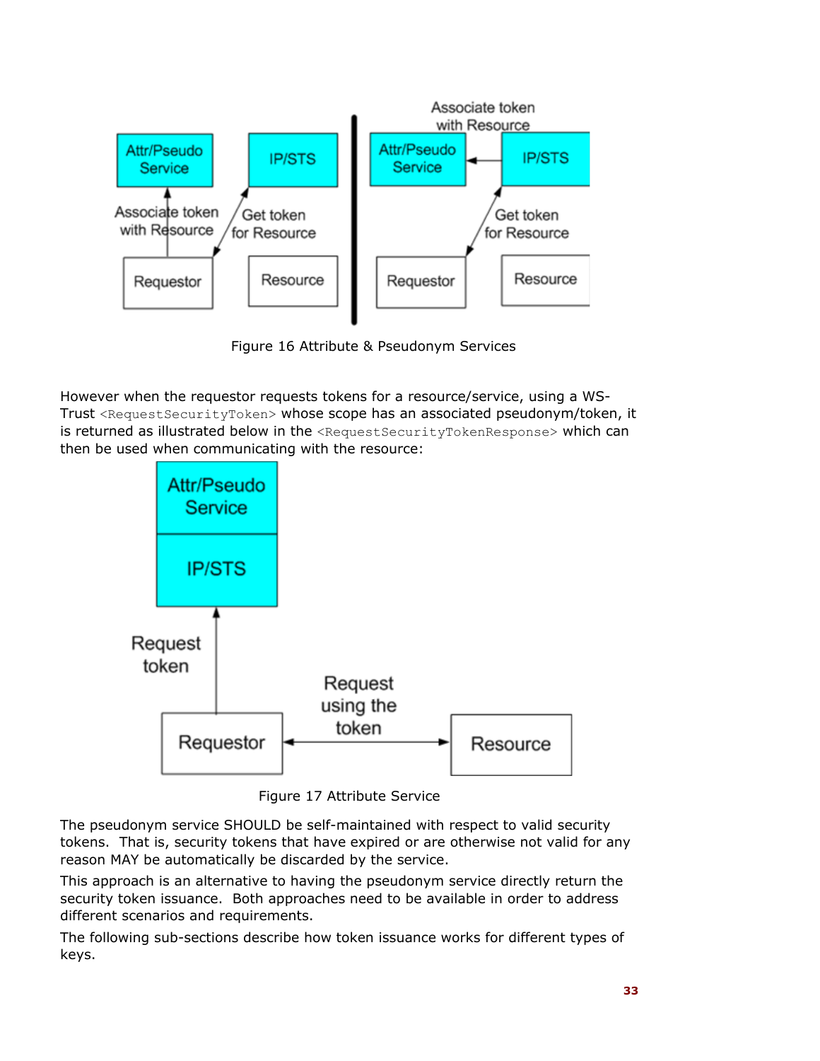Figure 16 Attribute & Pseudonym Services

However when the requestor requests tokens for a resource/service, using a WS-Trust `<RequestSecurityToken>` whose scope has an associated pseudonym/token, it is returned as illustrated below in the `<RequestSecurityTokenResponse>` which can then be used when communicating with the resource:

Figure 17 Attribute Service

The pseudonym service SHOULD be self-maintained with respect to valid security tokens. That is, security tokens that have expired or are otherwise not valid for any reason MAY be automatically be discarded by the service.

This approach is an alternative to having the pseudonym service directly return the security token issuance. Both approaches need to be available in order to address different scenarios and requirements.

The following sub-sections describe how token issuance works for different types of keys.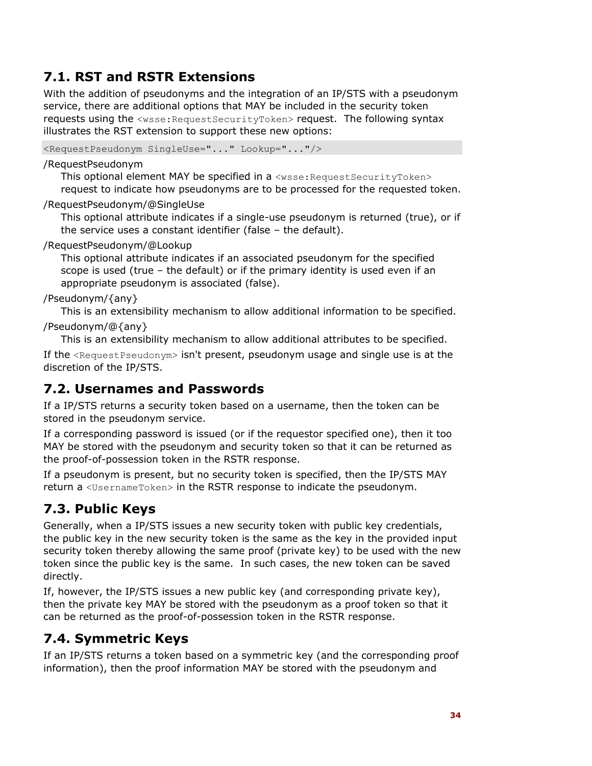## 7.1. RST and RSTR Extensions

With the addition of pseudonyms and the integration of an IP/STS with a pseudonym service, there are additional options that MAY be included in the security token requests using the `<wsse:RequestSecurityToken>` request. The following syntax illustrates the RST extension to support these new options:

```
<RequestPseudonym SingleUse="..." Lookup="..."/>
```

/RequestPseudonym

This optional element MAY be specified in a `<wsse:RequestSecurityToken>` request to indicate how pseudonyms are to be processed for the requested token.

/RequestPseudonym/@SingleUse

This optional attribute indicates if a single-use pseudonym is returned (true), or if the service uses a constant identifier (false – the default).

/RequestPseudonym/@Lookup

This optional attribute indicates if an associated pseudonym for the specified scope is used (true – the default) or if the primary identity is used even if an appropriate pseudonym is associated (false).

/Pseudonym/{any}

This is an extensibility mechanism to allow additional information to be specified.

/Pseudonym/@{any}

This is an extensibility mechanism to allow additional attributes to be specified.

If the `<RequestPseudonym>` isn't present, pseudonym usage and single use is at the discretion of the IP/STS.

## 7.2. Usernames and Passwords

If a IP/STS returns a security token based on a username, then the token can be stored in the pseudonym service.

If a corresponding password is issued (or if the requestor specified one), then it too MAY be stored with the pseudonym and security token so that it can be returned as the proof-of-possession token in the RSTR response.

If a pseudonym is present, but no security token is specified, then the IP/STS MAY return a `<UsernameToken>` in the RSTR response to indicate the pseudonym.

## 7.3. Public Keys

Generally, when a IP/STS issues a new security token with public key credentials, the public key in the new security token is the same as the key in the provided input security token thereby allowing the same proof (private key) to be used with the new token since the public key is the same. In such cases, the new token can be saved directly.

If, however, the IP/STS issues a new public key (and corresponding private key), then the private key MAY be stored with the pseudonym as a proof token so that it can be returned as the proof-of-possession token in the RSTR response.

## 7.4. Symmetric Keys

If an IP/STS returns a token based on a symmetric key (and the corresponding proof information), then the proof information MAY be stored with the pseudonym and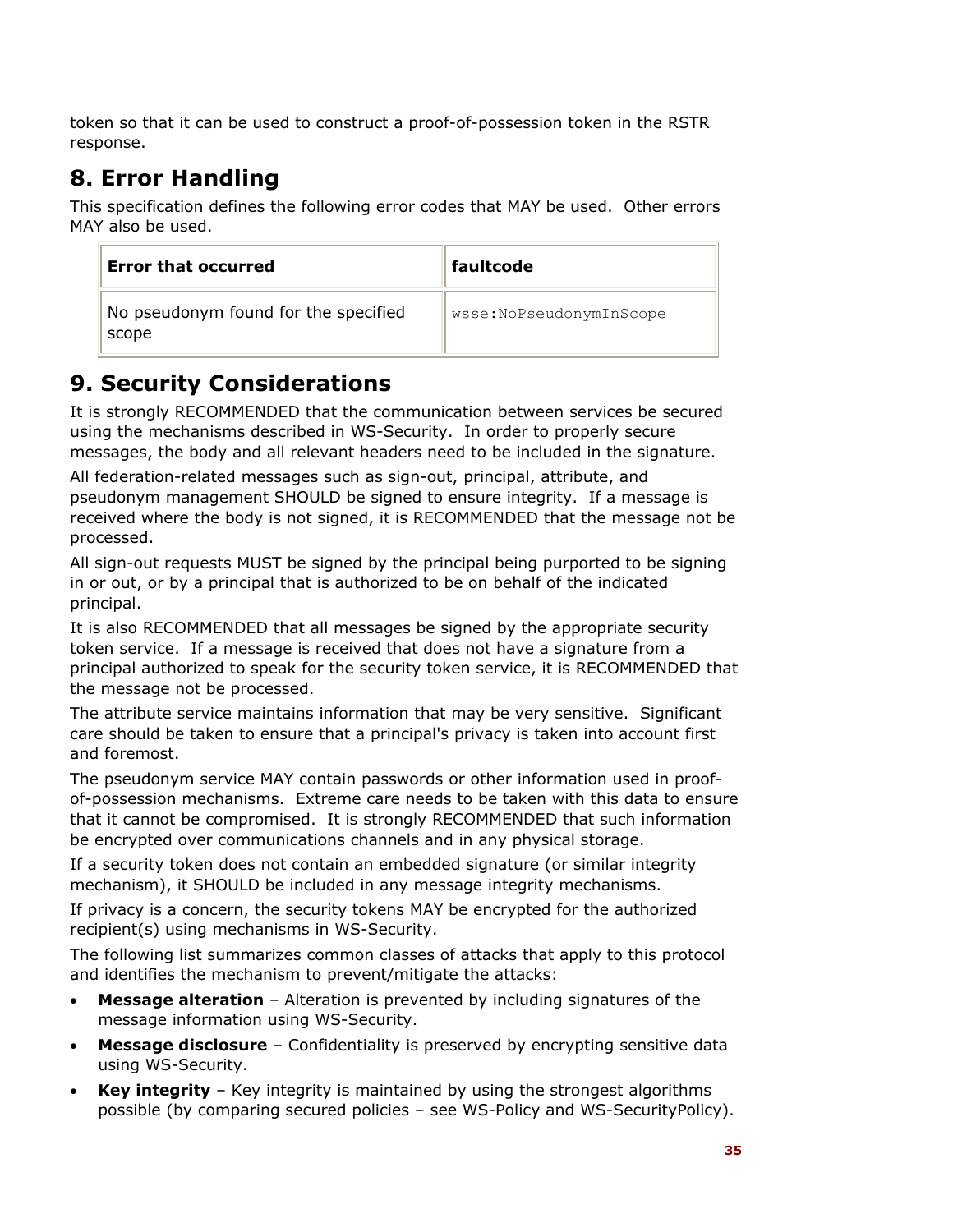token so that it can be used to construct a proof-of-possession token in the RSTR response.

# 8. Error Handling

This specification defines the following error codes that MAY be used. Other errors MAY also be used.

| Error that occurred | faultcode |
|---|---|
| No pseudonym found for the specified scope | `wsse:NoPseudonymInScope` |

# 9. Security Considerations

It is strongly RECOMMENDED that the communication between services be secured using the mechanisms described in WS-Security. In order to properly secure messages, the body and all relevant headers need to be included in the signature.

All federation-related messages such as sign-out, principal, attribute, and pseudonym management SHOULD be signed to ensure integrity. If a message is received where the body is not signed, it is RECOMMENDED that the message not be processed.

All sign-out requests MUST be signed by the principal being purported to be signing in or out, or by a principal that is authorized to be on behalf of the indicated principal.

It is also RECOMMENDED that all messages be signed by the appropriate security token service. If a message is received that does not have a signature from a principal authorized to speak for the security token service, it is RECOMMENDED that the message not be processed.

The attribute service maintains information that may be very sensitive. Significant care should be taken to ensure that a principal's privacy is taken into account first and foremost.

The pseudonym service MAY contain passwords or other information used in proof-of-possession mechanisms. Extreme care needs to be taken with this data to ensure that it cannot be compromised. It is strongly RECOMMENDED that such information be encrypted over communications channels and in any physical storage.

If a security token does not contain an embedded signature (or similar integrity mechanism), it SHOULD be included in any message integrity mechanisms.

If privacy is a concern, the security tokens MAY be encrypted for the authorized recipient(s) using mechanisms in WS-Security.

The following list summarizes common classes of attacks that apply to this protocol and identifies the mechanism to prevent/mitigate the attacks:

- **Message alteration** – Alteration is prevented by including signatures of the message information using WS-Security.
- **Message disclosure** – Confidentiality is preserved by encrypting sensitive data using WS-Security.
- **Key integrity** – Key integrity is maintained by using the strongest algorithms possible (by comparing secured policies – see WS-Policy and WS-SecurityPolicy).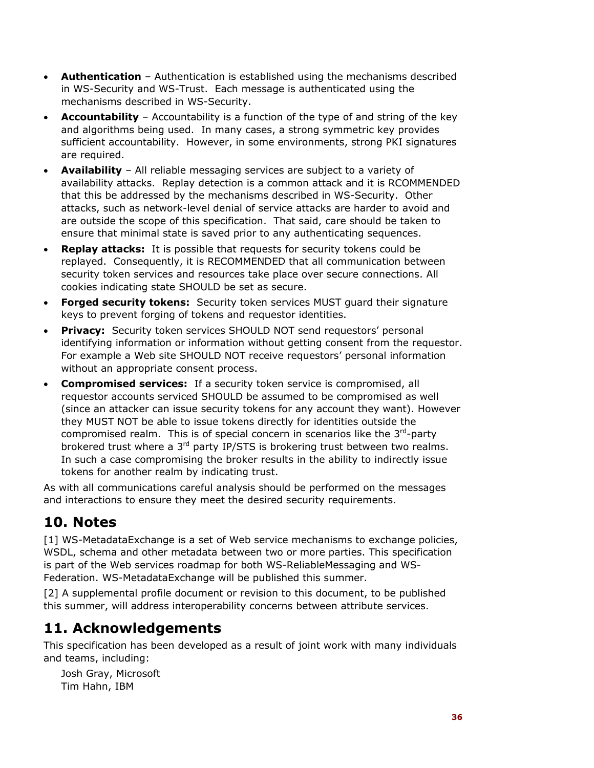- **Authentication** – Authentication is established using the mechanisms described in WS-Security and WS-Trust. Each message is authenticated using the mechanisms described in WS-Security.
- **Accountability** – Accountability is a function of the type of and string of the key and algorithms being used. In many cases, a strong symmetric key provides sufficient accountability. However, in some environments, strong PKI signatures are required.
- **Availability** – All reliable messaging services are subject to a variety of availability attacks. Replay detection is a common attack and it is RCOMMENDED that this be addressed by the mechanisms described in WS-Security. Other attacks, such as network-level denial of service attacks are harder to avoid and are outside the scope of this specification. That said, care should be taken to ensure that minimal state is saved prior to any authenticating sequences.
- **Replay attacks:** It is possible that requests for security tokens could be replayed. Consequently, it is RECOMMENDED that all communication between security token services and resources take place over secure connections. All cookies indicating state SHOULD be set as secure.
- **Forged security tokens:** Security token services MUST guard their signature keys to prevent forging of tokens and requestor identities.
- **Privacy:** Security token services SHOULD NOT send requestors' personal identifying information or information without getting consent from the requestor. For example a Web site SHOULD NOT receive requestors' personal information without an appropriate consent process.
- **Compromised services:** If a security token service is compromised, all requestor accounts serviced SHOULD be assumed to be compromised as well (since an attacker can issue security tokens for any account they want). However they MUST NOT be able to issue tokens directly for identities outside the compromised realm. This is of special concern in scenarios like the 3rd-party brokered trust where a 3rd party IP/STS is brokering trust between two realms. In such a case compromising the broker results in the ability to indirectly issue tokens for another realm by indicating trust.

As with all communications careful analysis should be performed on the messages and interactions to ensure they meet the desired security requirements.

# 10. Notes

[1] WS-MetadataExchange is a set of Web service mechanisms to exchange policies, WSDL, schema and other metadata between two or more parties. This specification is part of the Web services roadmap for both WS-ReliableMessaging and WS-Federation. WS-MetadataExchange will be published this summer.

[2] A supplemental profile document or revision to this document, to be published this summer, will address interoperability concerns between attribute services.

# 11. Acknowledgements

This specification has been developed as a result of joint work with many individuals and teams, including:

Josh Gray, Microsoft
Tim Hahn, IBM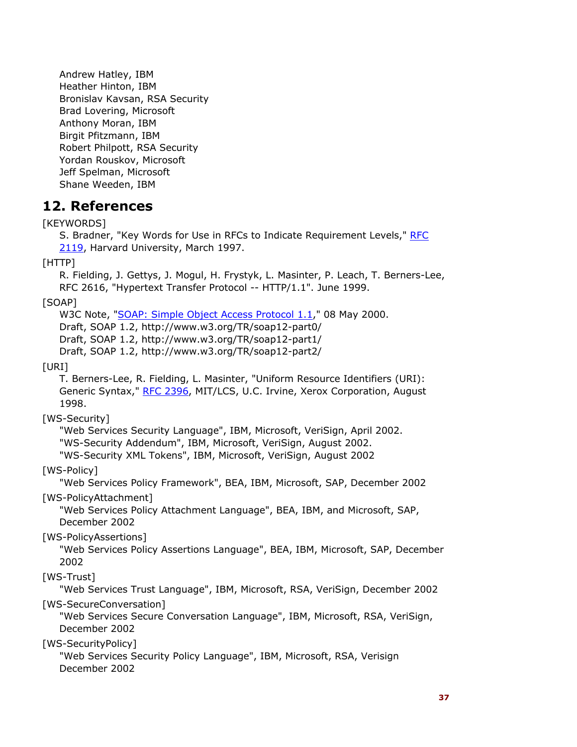Andrew Hatley, IBM
Heather Hinton, IBM
Bronislav Kavsan, RSA Security
Brad Lovering, Microsoft
Anthony Moran, IBM
Birgit Pfitzmann, IBM
Robert Philpott, RSA Security
Yordan Rouskov, Microsoft
Jeff Spelman, Microsoft
Shane Weeden, IBM

## 12. References

[KEYWORDS]
S. Bradner, "Key Words for Use in RFCs to Indicate Requirement Levels," RFC 2119, Harvard University, March 1997.

[HTTP]
R. Fielding, J. Gettys, J. Mogul, H. Frystyk, L. Masinter, P. Leach, T. Berners-Lee, RFC 2616, "Hypertext Transfer Protocol -- HTTP/1.1". June 1999.

[SOAP]
W3C Note, "SOAP: Simple Object Access Protocol 1.1," 08 May 2000.
Draft, SOAP 1.2, http://www.w3.org/TR/soap12-part0/
Draft, SOAP 1.2, http://www.w3.org/TR/soap12-part1/
Draft, SOAP 1.2, http://www.w3.org/TR/soap12-part2/

[URI]
T. Berners-Lee, R. Fielding, L. Masinter, "Uniform Resource Identifiers (URI): Generic Syntax," RFC 2396, MIT/LCS, U.C. Irvine, Xerox Corporation, August 1998.

[WS-Security]
"Web Services Security Language", IBM, Microsoft, VeriSign, April 2002.
"WS-Security Addendum", IBM, Microsoft, VeriSign, August 2002.
"WS-Security XML Tokens", IBM, Microsoft, VeriSign, August 2002

[WS-Policy]
"Web Services Policy Framework", BEA, IBM, Microsoft, SAP, December 2002

[WS-PolicyAttachment]
"Web Services Policy Attachment Language", BEA, IBM, and Microsoft, SAP, December 2002

[WS-PolicyAssertions]
"Web Services Policy Assertions Language", BEA, IBM, Microsoft, SAP, December 2002

[WS-Trust]
"Web Services Trust Language", IBM, Microsoft, RSA, VeriSign, December 2002

[WS-SecureConversation]
"Web Services Secure Conversation Language", IBM, Microsoft, RSA, VeriSign, December 2002

[WS-SecurityPolicy]
"Web Services Security Policy Language", IBM, Microsoft, RSA, Verisign December 2002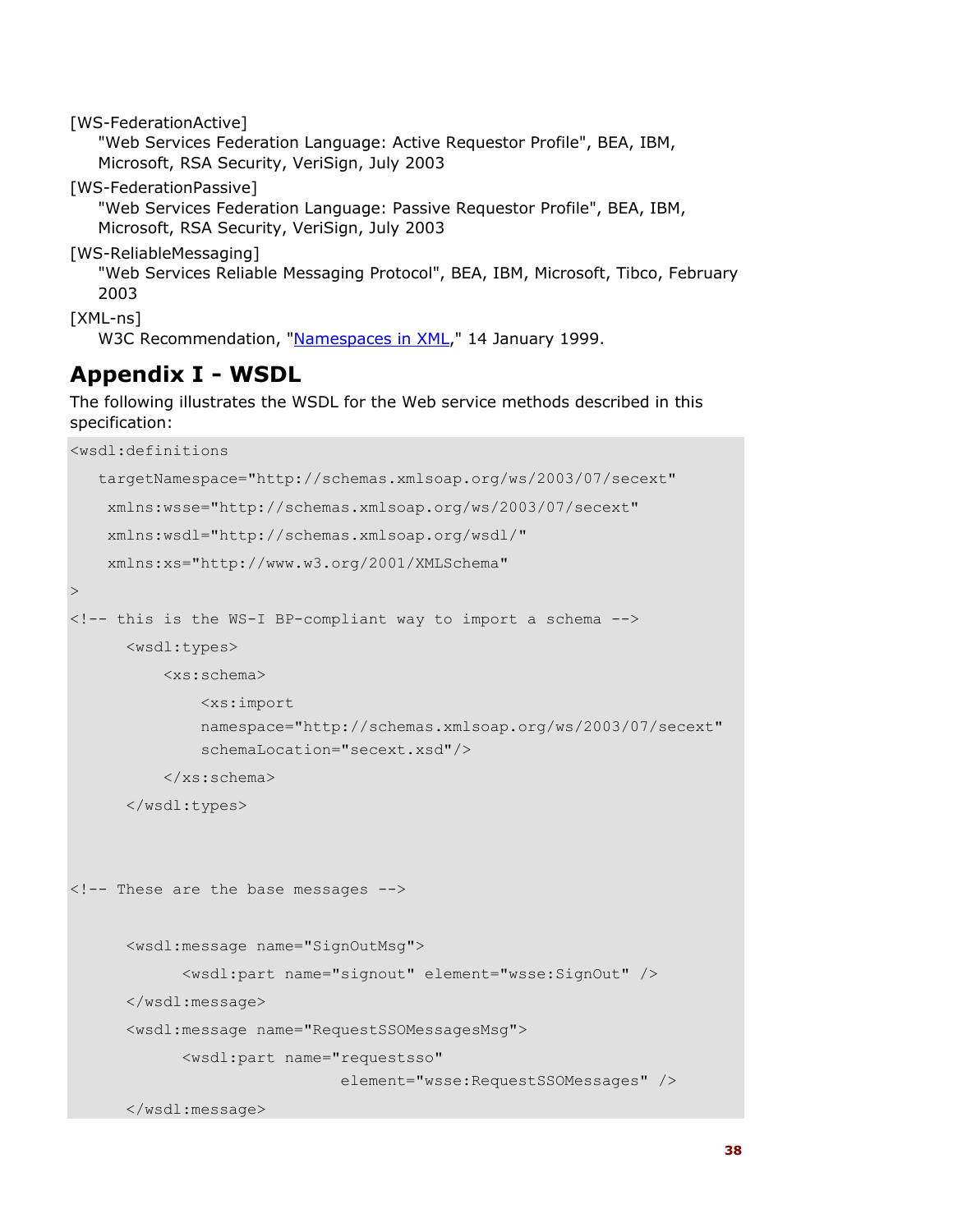[WS-FederationActive]
"Web Services Federation Language: Active Requestor Profile", BEA, IBM, Microsoft, RSA Security, VeriSign, July 2003

[WS-FederationPassive]
"Web Services Federation Language: Passive Requestor Profile", BEA, IBM, Microsoft, RSA Security, VeriSign, July 2003

[WS-ReliableMessaging]
"Web Services Reliable Messaging Protocol", BEA, IBM, Microsoft, Tibco, February 2003

[XML-ns]
W3C Recommendation, "Namespaces in XML," 14 January 1999.

## Appendix I - WSDL

The following illustrates the WSDL for the Web service methods described in this specification:

```
<wsdl:definitions
   targetNamespace="http://schemas.xmlsoap.org/ws/2003/07/secext"
    xmlns:wsse="http://schemas.xmlsoap.org/ws/2003/07/secext"
    xmlns:wsdl="http://schemas.xmlsoap.org/wsdl/"
    xmlns:xs="http://www.w3.org/2001/XMLSchema"
>
<!-- this is the WS-I BP-compliant way to import a schema -->
      <wsdl:types>
          <xs:schema>
              <xs:import
              namespace="http://schemas.xmlsoap.org/ws/2003/07/secext"
              schemaLocation="secext.xsd"/>
          </xs:schema>
      </wsdl:types>



<!-- These are the base messages -->

      <wsdl:message name="SignOutMsg">
            <wsdl:part name="signout" element="wsse:SignOut" />
      </wsdl:message>
      <wsdl:message name="RequestSSOMessagesMsg">
            <wsdl:part name="requestsso"
                             element="wsse:RequestSSOMessages" />
      </wsdl:message>
```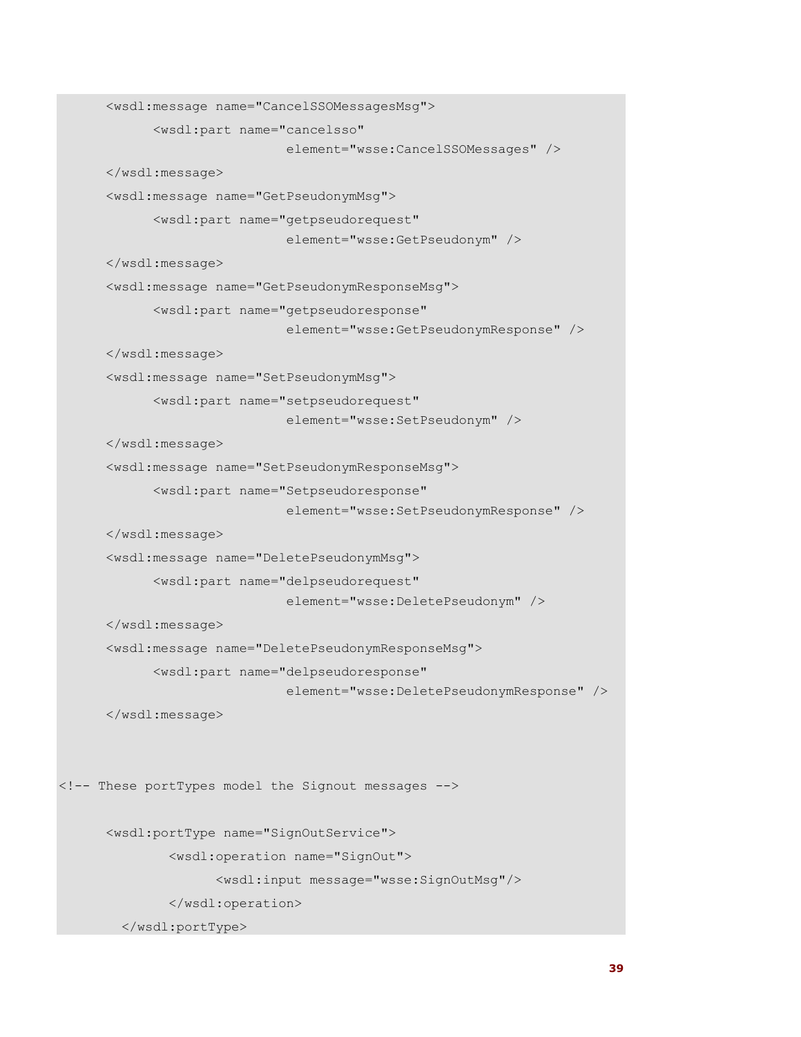```
      <wsdl:message name="CancelSSOMessagesMsg">
            <wsdl:part name="cancelsso"
                             element="wsse:CancelSSOMessages" />
      </wsdl:message>
      <wsdl:message name="GetPseudonymMsg">
            <wsdl:part name="getpseudorequest"
                             element="wsse:GetPseudonym" />
      </wsdl:message>
      <wsdl:message name="GetPseudonymResponseMsg">
            <wsdl:part name="getpseudoresponse"
                             element="wsse:GetPseudonymResponse" />
      </wsdl:message>
      <wsdl:message name="SetPseudonymMsg">
            <wsdl:part name="setpseudorequest"
                             element="wsse:SetPseudonym" />
      </wsdl:message>
      <wsdl:message name="SetPseudonymResponseMsg">
            <wsdl:part name="Setpseudoresponse"
                             element="wsse:SetPseudonymResponse" />
      </wsdl:message>
      <wsdl:message name="DeletePseudonymMsg">
            <wsdl:part name="delpseudorequest"
                             element="wsse:DeletePseudonym" />
      </wsdl:message>
      <wsdl:message name="DeletePseudonymResponseMsg">
            <wsdl:part name="delpseudoresponse"
                             element="wsse:DeletePseudonymResponse" />
      </wsdl:message>


<!-- These portTypes model the Signout messages -->

      <wsdl:portType name="SignOutService">
             <wsdl:operation name="SignOut">
                   <wsdl:input message="wsse:SignOutMsg"/>
             </wsdl:operation>
        </wsdl:portType>
```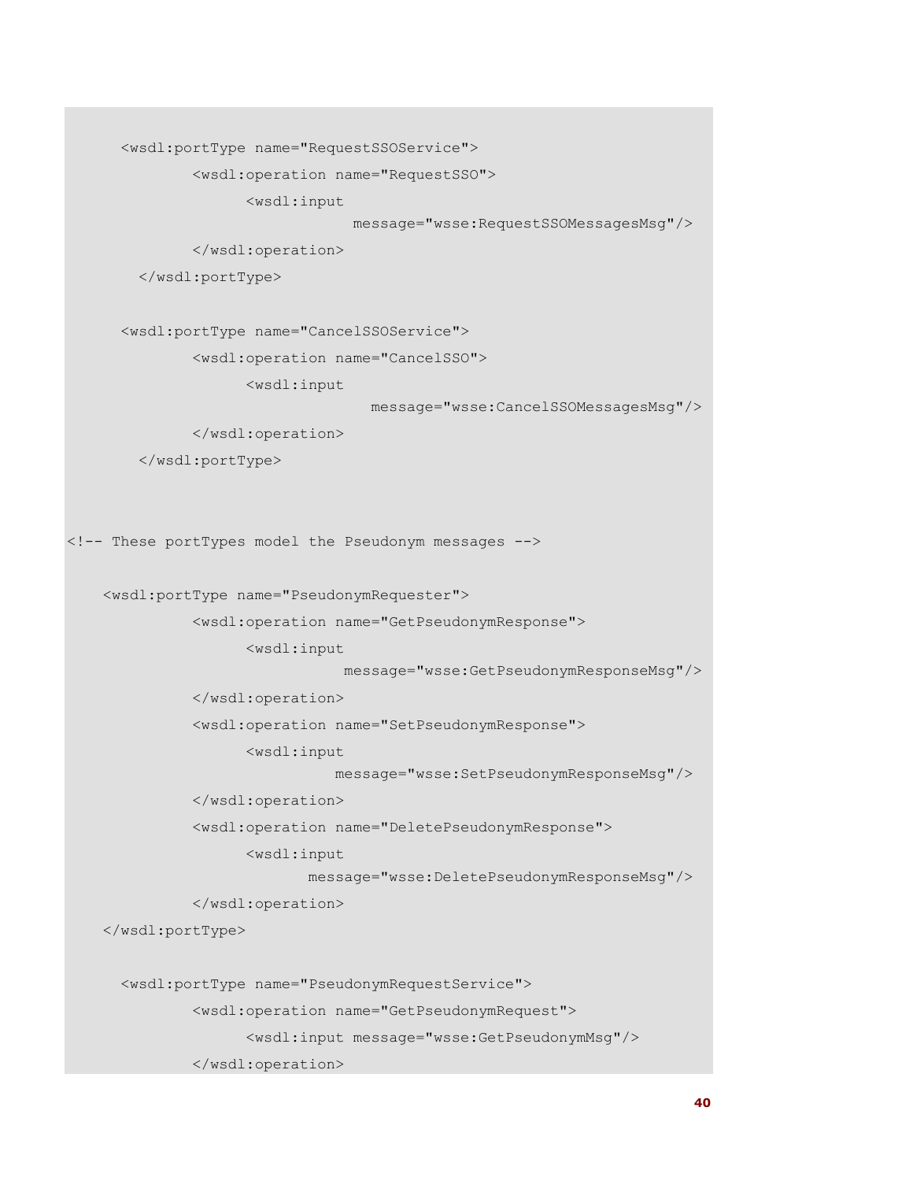```
      <wsdl:portType name="RequestSSOService">
              <wsdl:operation name="RequestSSO">
                    <wsdl:input
                                message="wsse:RequestSSOMessagesMsg"/>
              </wsdl:operation>
        </wsdl:portType>

      <wsdl:portType name="CancelSSOService">
              <wsdl:operation name="CancelSSO">
                    <wsdl:input
                                  message="wsse:CancelSSOMessagesMsg"/>
              </wsdl:operation>
        </wsdl:portType>


<!-- These portTypes model the Pseudonym messages -->

    <wsdl:portType name="PseudonymRequester">
              <wsdl:operation name="GetPseudonymResponse">
                    <wsdl:input
                               message="wsse:GetPseudonymResponseMsg"/>
              </wsdl:operation>
              <wsdl:operation name="SetPseudonymResponse">
                    <wsdl:input
                              message="wsse:SetPseudonymResponseMsg"/>
              </wsdl:operation>
              <wsdl:operation name="DeletePseudonymResponse">
                    <wsdl:input
                           message="wsse:DeletePseudonymResponseMsg"/>
              </wsdl:operation>
    </wsdl:portType>

      <wsdl:portType name="PseudonymRequestService">
              <wsdl:operation name="GetPseudonymRequest">
                    <wsdl:input message="wsse:GetPseudonymMsg"/>
              </wsdl:operation>
```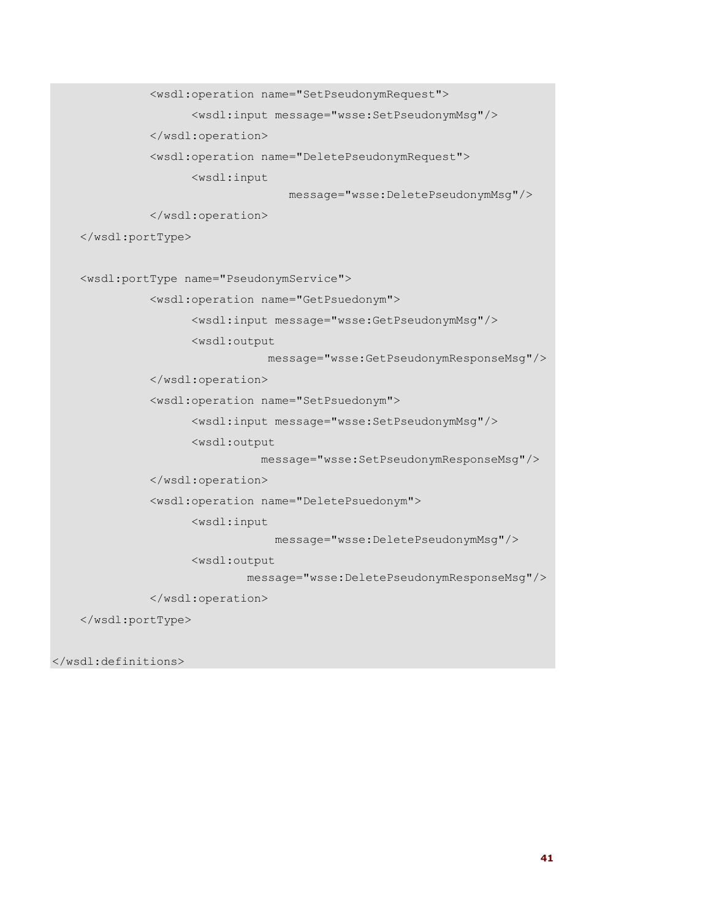```
            <wsdl:operation name="SetPseudonymRequest">
                  <wsdl:input message="wsse:SetPseudonymMsg"/>
            </wsdl:operation>
            <wsdl:operation name="DeletePseudonymRequest">
                  <wsdl:input
                              message="wsse:DeletePseudonymMsg"/>
            </wsdl:operation>
    </wsdl:portType>

    <wsdl:portType name="PseudonymService">
            <wsdl:operation name="GetPsuedonym">
                  <wsdl:input message="wsse:GetPseudonymMsg"/>
                  <wsdl:output
                             message="wsse:GetPseudonymResponseMsg"/>
            </wsdl:operation>
            <wsdl:operation name="SetPsuedonym">
                  <wsdl:input message="wsse:SetPseudonymMsg"/>
                  <wsdl:output
                            message="wsse:SetPseudonymResponseMsg"/>
            </wsdl:operation>
            <wsdl:operation name="DeletePsuedonym">
                  <wsdl:input
                             message="wsse:DeletePseudonymMsg"/>
                  <wsdl:output
                          message="wsse:DeletePseudonymResponseMsg"/>
            </wsdl:operation>
    </wsdl:portType>

</wsdl:definitions>
```